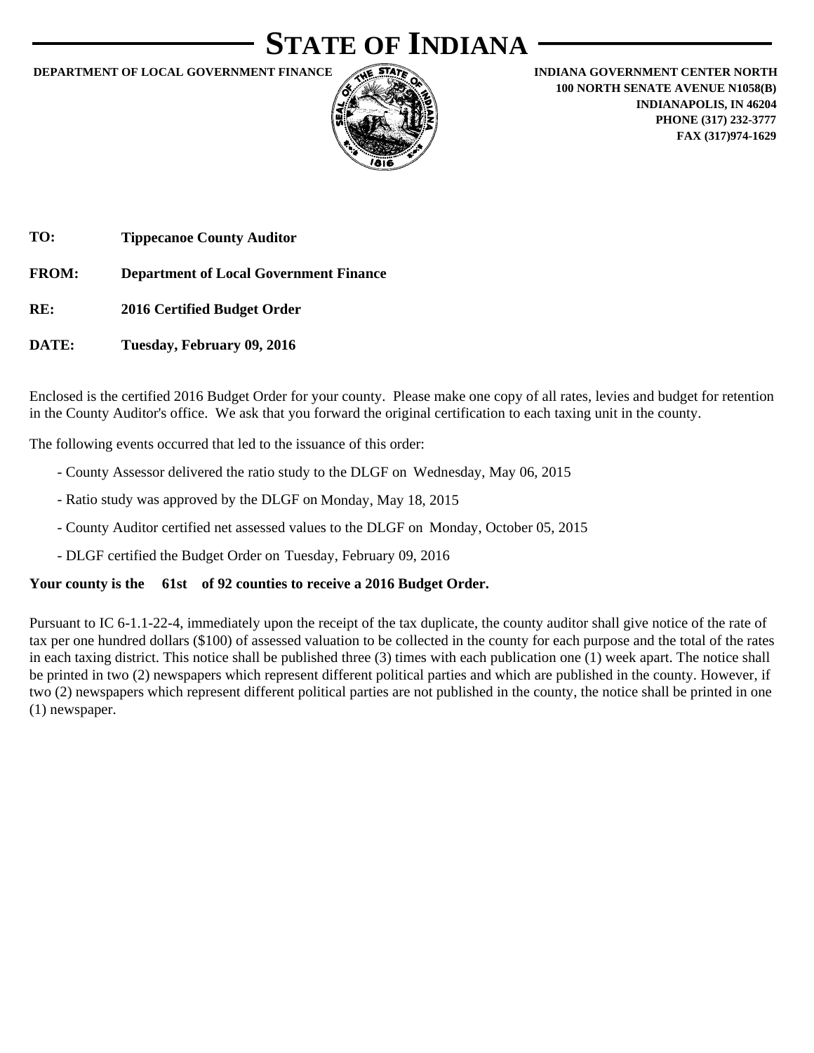# STATE OF INDIANA

**DEPARTMENT OF LOCAL GOVERNMENT FINANCE**

**INDIANA GOVERNMENT CENTER NORTH**
**100 NORTH SENATE AVENUE N1058(B)**
**INDIANAPOLIS, IN 46204**
**PHONE (317) 232-3777**
**FAX (317)974-1629**

**TO:** **Tippecanoe County Auditor**

**FROM:** **Department of Local Government Finance**

**RE:** **2016 Certified Budget Order**

**DATE:** **Tuesday, February 09, 2016**

Enclosed is the certified 2016 Budget Order for your county. Please make one copy of all rates, levies and budget for retention in the County Auditor's office. We ask that you forward the original certification to each taxing unit in the county.

The following events occurred that led to the issuance of this order:

- County Assessor delivered the ratio study to the DLGF on Wednesday, May 06, 2015
- Ratio study was approved by the DLGF on Monday, May 18, 2015
- County Auditor certified net assessed values to the DLGF on Monday, October 05, 2015
- DLGF certified the Budget Order on Tuesday, February 09, 2016

**Your county is the 61st of 92 counties to receive a 2016 Budget Order.**

Pursuant to IC 6-1.1-22-4, immediately upon the receipt of the tax duplicate, the county auditor shall give notice of the rate of tax per one hundred dollars ($100) of assessed valuation to be collected in the county for each purpose and the total of the rates in each taxing district. This notice shall be published three (3) times with each publication one (1) week apart. The notice shall be printed in two (2) newspapers which represent different political parties and which are published in the county. However, if two (2) newspapers which represent different political parties are not published in the county, the notice shall be printed in one (1) newspaper.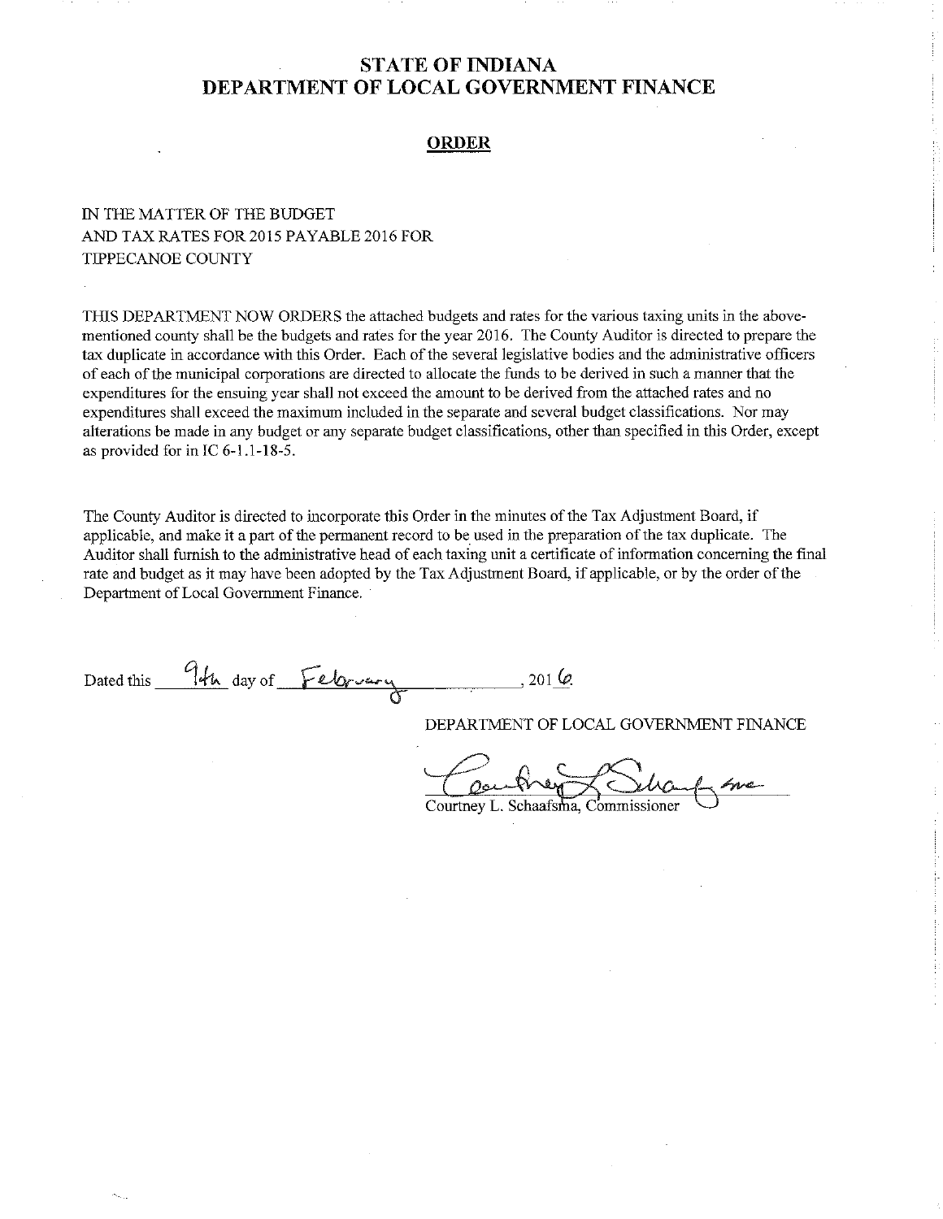# STATE OF INDIANA
# DEPARTMENT OF LOCAL GOVERNMENT FINANCE

## ORDER

IN THE MATTER OF THE BUDGET
AND TAX RATES FOR 2015 PAYABLE 2016 FOR
TIPPECANOE COUNTY

THIS DEPARTMENT NOW ORDERS the attached budgets and rates for the various taxing units in the above-mentioned county shall be the budgets and rates for the year 2016. The County Auditor is directed to prepare the tax duplicate in accordance with this Order. Each of the several legislative bodies and the administrative officers of each of the municipal corporations are directed to allocate the funds to be derived in such a manner that the expenditures for the ensuing year shall not exceed the amount to be derived from the attached rates and no expenditures shall exceed the maximum included in the separate and several budget classifications. Nor may alterations be made in any budget or any separate budget classifications, other than specified in this Order, except as provided for in IC 6-1.1-18-5.

The County Auditor is directed to incorporate this Order in the minutes of the Tax Adjustment Board, if applicable, and make it a part of the permanent record to be used in the preparation of the tax duplicate. The Auditor shall furnish to the administrative head of each taxing unit a certificate of information concerning the final rate and budget as it may have been adopted by the Tax Adjustment Board, if applicable, or by the order of the Department of Local Government Finance.

Dated this 9th day of February, 2016.

DEPARTMENT OF LOCAL GOVERNMENT FINANCE

Courtney L. Schaafsma, Commissioner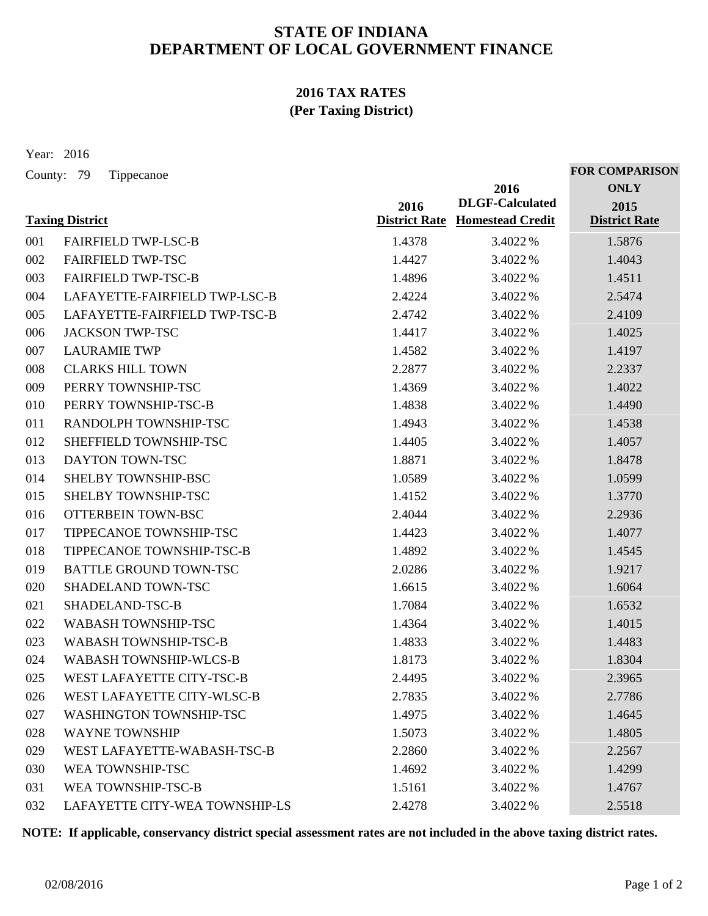# STATE OF INDIANA
# DEPARTMENT OF LOCAL GOVERNMENT FINANCE

## 2016 TAX RATES
## (Per Taxing District)

Year: 2016

County: 79 Tippecanoe

| | Taxing District | 2016 District Rate | 2016 DLGF-Calculated Homestead Credit | FOR COMPARISON ONLY 2015 District Rate |
|---|---|---|---|---|
| 001 | FAIRFIELD TWP-LSC-B | 1.4378 | 3.4022 % | 1.5876 |
| 002 | FAIRFIELD TWP-TSC | 1.4427 | 3.4022 % | 1.4043 |
| 003 | FAIRFIELD TWP-TSC-B | 1.4896 | 3.4022 % | 1.4511 |
| 004 | LAFAYETTE-FAIRFIELD TWP-LSC-B | 2.4224 | 3.4022 % | 2.5474 |
| 005 | LAFAYETTE-FAIRFIELD TWP-TSC-B | 2.4742 | 3.4022 % | 2.4109 |
| 006 | JACKSON TWP-TSC | 1.4417 | 3.4022 % | 1.4025 |
| 007 | LAURAMIE TWP | 1.4582 | 3.4022 % | 1.4197 |
| 008 | CLARKS HILL TOWN | 2.2877 | 3.4022 % | 2.2337 |
| 009 | PERRY TOWNSHIP-TSC | 1.4369 | 3.4022 % | 1.4022 |
| 010 | PERRY TOWNSHIP-TSC-B | 1.4838 | 3.4022 % | 1.4490 |
| 011 | RANDOLPH TOWNSHIP-TSC | 1.4943 | 3.4022 % | 1.4538 |
| 012 | SHEFFIELD TOWNSHIP-TSC | 1.4405 | 3.4022 % | 1.4057 |
| 013 | DAYTON TOWN-TSC | 1.8871 | 3.4022 % | 1.8478 |
| 014 | SHELBY TOWNSHIP-BSC | 1.0589 | 3.4022 % | 1.0599 |
| 015 | SHELBY TOWNSHIP-TSC | 1.4152 | 3.4022 % | 1.3770 |
| 016 | OTTERBEIN TOWN-BSC | 2.4044 | 3.4022 % | 2.2936 |
| 017 | TIPPECANOE TOWNSHIP-TSC | 1.4423 | 3.4022 % | 1.4077 |
| 018 | TIPPECANOE TOWNSHIP-TSC-B | 1.4892 | 3.4022 % | 1.4545 |
| 019 | BATTLE GROUND TOWN-TSC | 2.0286 | 3.4022 % | 1.9217 |
| 020 | SHADELAND TOWN-TSC | 1.6615 | 3.4022 % | 1.6064 |
| 021 | SHADELAND-TSC-B | 1.7084 | 3.4022 % | 1.6532 |
| 022 | WABASH TOWNSHIP-TSC | 1.4364 | 3.4022 % | 1.4015 |
| 023 | WABASH TOWNSHIP-TSC-B | 1.4833 | 3.4022 % | 1.4483 |
| 024 | WABASH TOWNSHIP-WLCS-B | 1.8173 | 3.4022 % | 1.8304 |
| 025 | WEST LAFAYETTE CITY-TSC-B | 2.4495 | 3.4022 % | 2.3965 |
| 026 | WEST LAFAYETTE CITY-WLSC-B | 2.7835 | 3.4022 % | 2.7786 |
| 027 | WASHINGTON TOWNSHIP-TSC | 1.4975 | 3.4022 % | 1.4645 |
| 028 | WAYNE TOWNSHIP | 1.5073 | 3.4022 % | 1.4805 |
| 029 | WEST LAFAYETTE-WABASH-TSC-B | 2.2860 | 3.4022 % | 2.2567 |
| 030 | WEA TOWNSHIP-TSC | 1.4692 | 3.4022 % | 1.4299 |
| 031 | WEA TOWNSHIP-TSC-B | 1.5161 | 3.4022 % | 1.4767 |
| 032 | LAFAYETTE CITY-WEA TOWNSHIP-LS | 2.4278 | 3.4022 % | 2.5518 |

**NOTE: If applicable, conservancy district special assessment rates are not included in the above taxing district rates.**

02/08/2016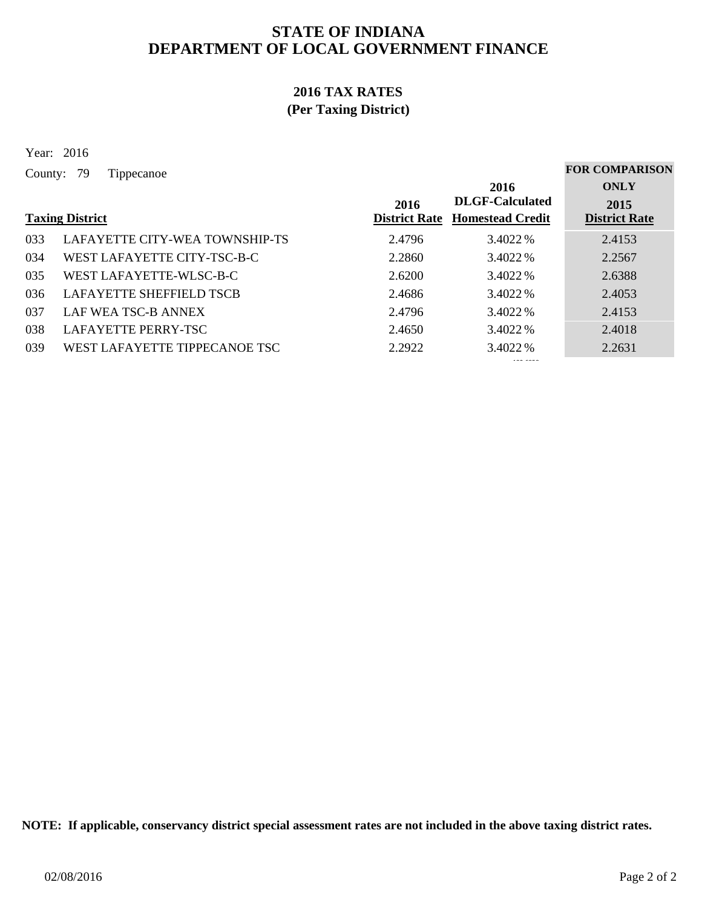# STATE OF INDIANA
# DEPARTMENT OF LOCAL GOVERNMENT FINANCE

## 2016 TAX RATES
## (Per Taxing District)

Year: 2016

County: 79 Tippecanoe

| | Taxing District | 2016 District Rate | 2016 DLGF-Calculated Homestead Credit | FOR COMPARISON ONLY 2015 District Rate |
|---|---|---|---|---|
| 033 | LAFAYETTE CITY-WEA TOWNSHIP-TS | 2.4796 | 3.4022 % | 2.4153 |
| 034 | WEST LAFAYETTE CITY-TSC-B-C | 2.2860 | 3.4022 % | 2.2567 |
| 035 | WEST LAFAYETTE-WLSC-B-C | 2.6200 | 3.4022 % | 2.6388 |
| 036 | LAFAYETTE SHEFFIELD TSCB | 2.4686 | 3.4022 % | 2.4053 |
| 037 | LAF WEA TSC-B ANNEX | 2.4796 | 3.4022 % | 2.4153 |
| 038 | LAFAYETTE PERRY-TSC | 2.4650 | 3.4022 % | 2.4018 |
| 039 | WEST LAFAYETTE TIPPECANOE TSC | 2.2922 | 3.4022 % | 2.2631 |

**NOTE: If applicable, conservancy district special assessment rates are not included in the above taxing district rates.**

02/08/2016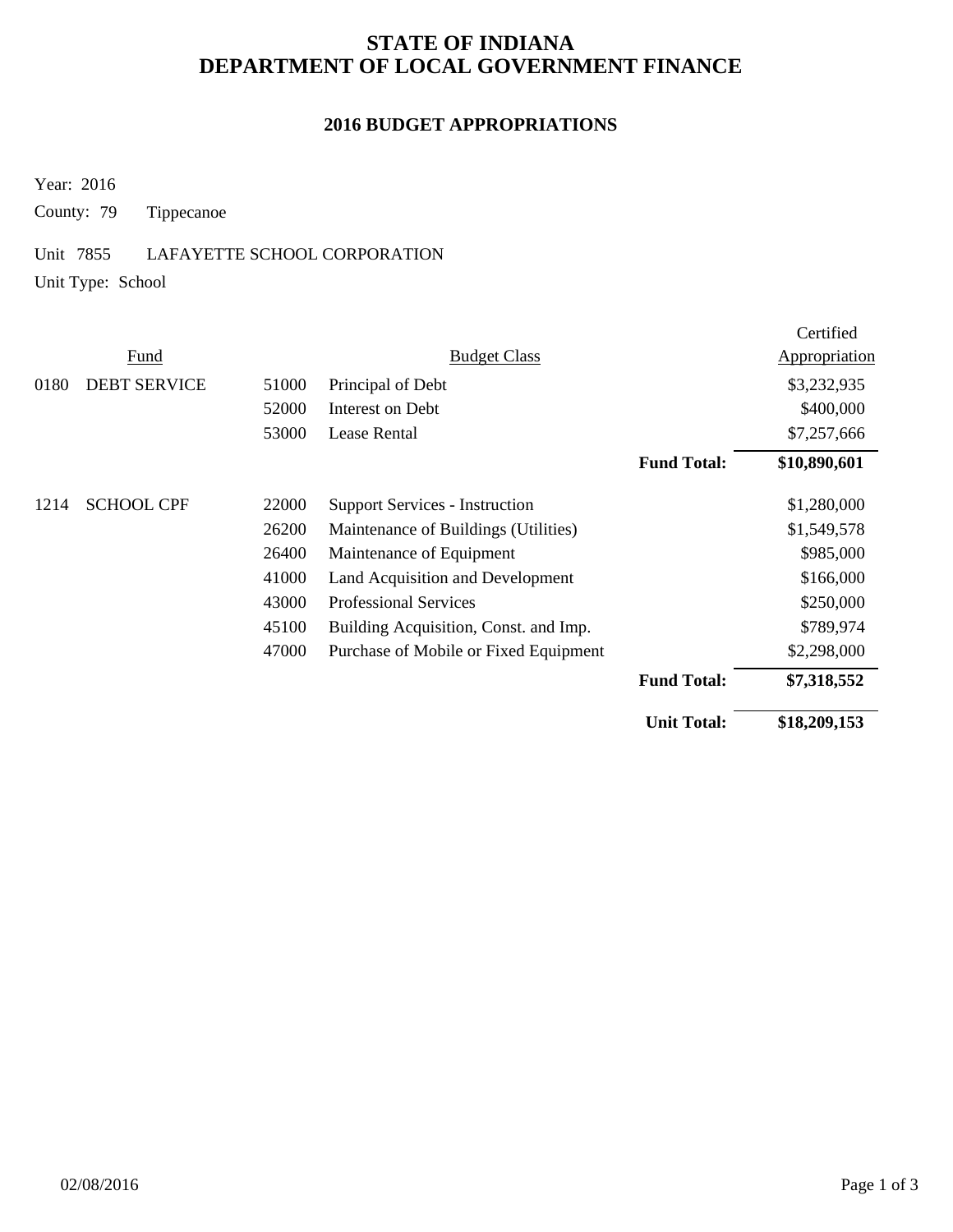# STATE OF INDIANA
# DEPARTMENT OF LOCAL GOVERNMENT FINANCE

## 2016 BUDGET APPROPRIATIONS

Year: 2016

County: 79 Tippecanoe

Unit 7855 LAFAYETTE SCHOOL CORPORATION

Unit Type: School

| Fund | | | Budget Class | | Certified Appropriation |
|---|---|---|---|---|---|
| 0180 | DEBT SERVICE | 51000 | Principal of Debt | | $3,232,935 |
| | | 52000 | Interest on Debt | | $400,000 |
| | | 53000 | Lease Rental | | $7,257,666 |
| | | | | **Fund Total:** | **$10,890,601** |
| 1214 | SCHOOL CPF | 22000 | Support Services - Instruction | | $1,280,000 |
| | | 26200 | Maintenance of Buildings (Utilities) | | $1,549,578 |
| | | 26400 | Maintenance of Equipment | | $985,000 |
| | | 41000 | Land Acquisition and Development | | $166,000 |
| | | 43000 | Professional Services | | $250,000 |
| | | 45100 | Building Acquisition, Const. and Imp. | | $789,974 |
| | | 47000 | Purchase of Mobile or Fixed Equipment | | $2,298,000 |
| | | | | **Fund Total:** | **$7,318,552** |
| | | | | **Unit Total:** | **$18,209,153** |

02/08/2016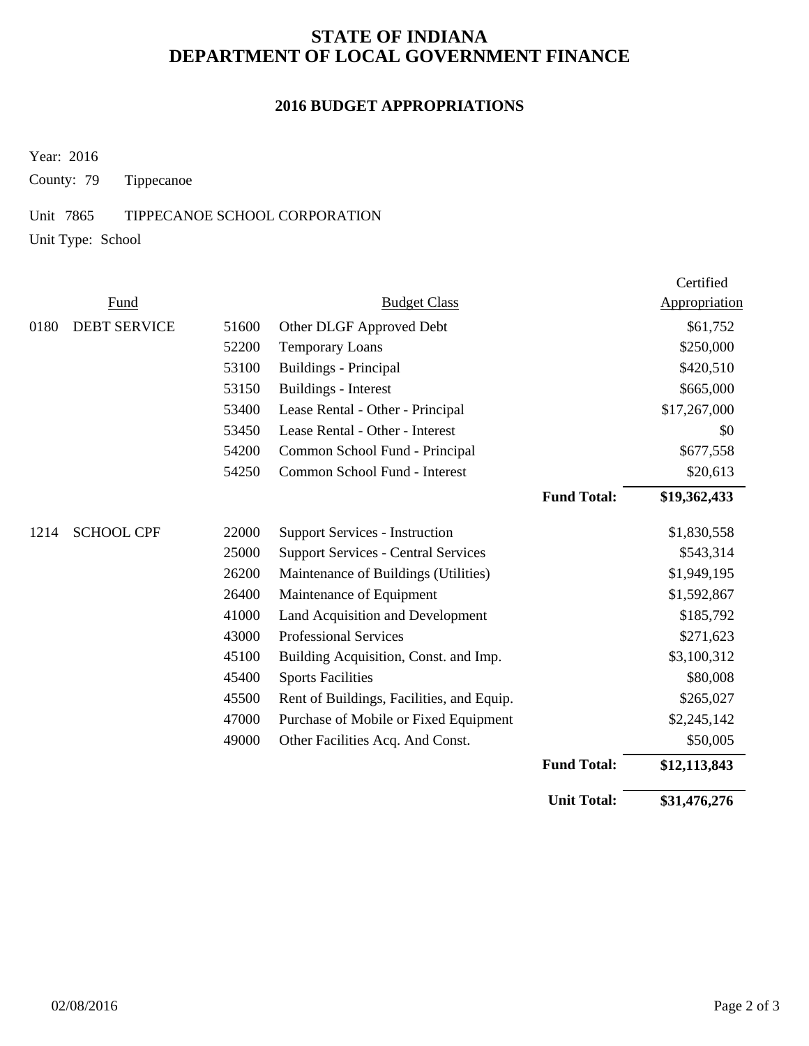# STATE OF INDIANA
# DEPARTMENT OF LOCAL GOVERNMENT FINANCE

## 2016 BUDGET APPROPRIATIONS

Year: 2016

County: 79 Tippecanoe

Unit 7865 TIPPECANOE SCHOOL CORPORATION

Unit Type: School

| Fund | | | Budget Class | | Certified Appropriation |
|---|---|---|---|---|---|
| 0180 | DEBT SERVICE | 51600 | Other DLGF Approved Debt | | $61,752 |
| | | 52200 | Temporary Loans | | $250,000 |
| | | 53100 | Buildings - Principal | | $420,510 |
| | | 53150 | Buildings - Interest | | $665,000 |
| | | 53400 | Lease Rental - Other - Principal | | $17,267,000 |
| | | 53450 | Lease Rental - Other - Interest | | $0 |
| | | 54200 | Common School Fund - Principal | | $677,558 |
| | | 54250 | Common School Fund - Interest | | $20,613 |
| | | | | **Fund Total:** | **$19,362,433** |
| 1214 | SCHOOL CPF | 22000 | Support Services - Instruction | | $1,830,558 |
| | | 25000 | Support Services - Central Services | | $543,314 |
| | | 26200 | Maintenance of Buildings (Utilities) | | $1,949,195 |
| | | 26400 | Maintenance of Equipment | | $1,592,867 |
| | | 41000 | Land Acquisition and Development | | $185,792 |
| | | 43000 | Professional Services | | $271,623 |
| | | 45100 | Building Acquisition, Const. and Imp. | | $3,100,312 |
| | | 45400 | Sports Facilities | | $80,008 |
| | | 45500 | Rent of Buildings, Facilities, and Equip. | | $265,027 |
| | | 47000 | Purchase of Mobile or Fixed Equipment | | $2,245,142 |
| | | 49000 | Other Facilities Acq. And Const. | | $50,005 |
| | | | | **Fund Total:** | **$12,113,843** |
| | | | | **Unit Total:** | **$31,476,276** |

02/08/2016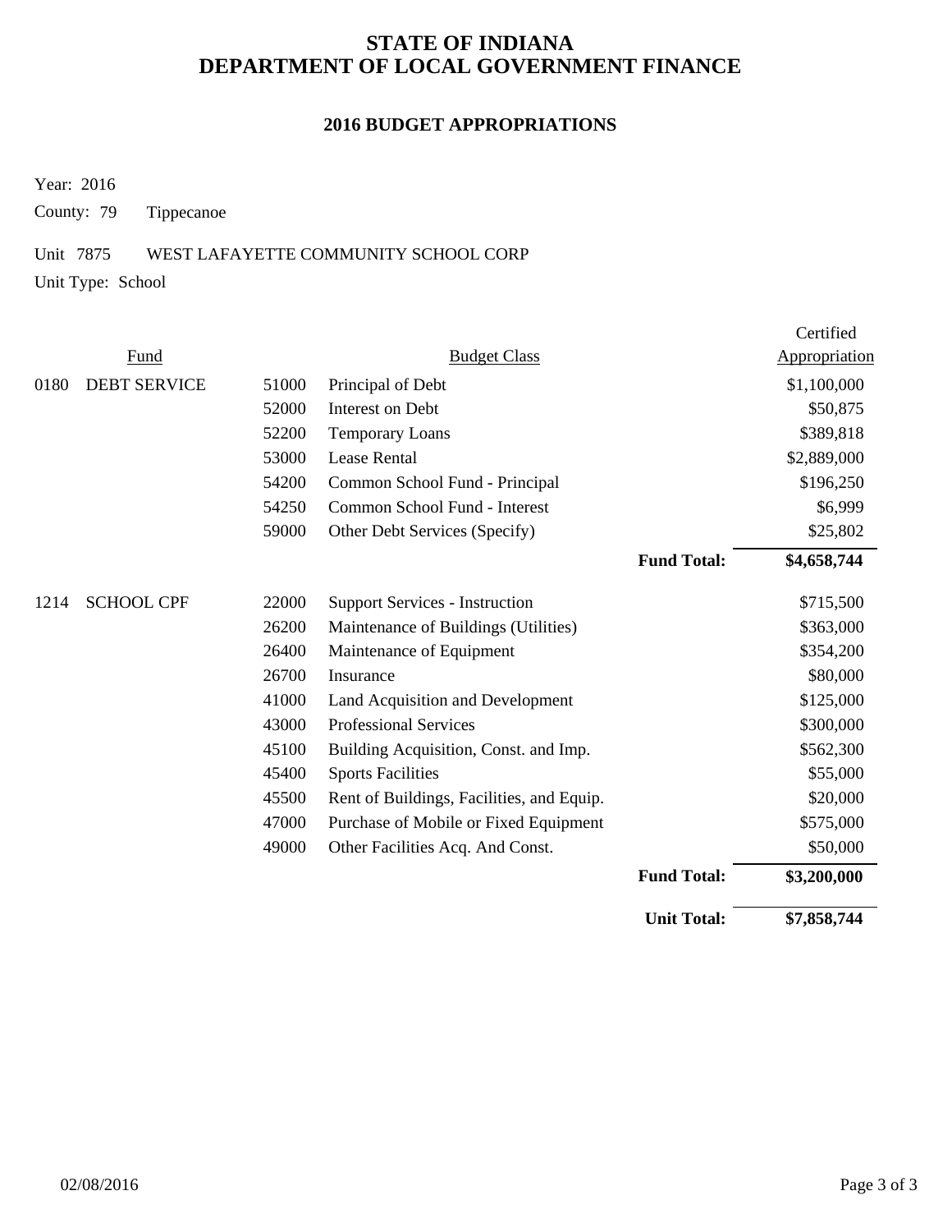# STATE OF INDIANA
# DEPARTMENT OF LOCAL GOVERNMENT FINANCE

## 2016 BUDGET APPROPRIATIONS

Year: 2016

County: 79 Tippecanoe

Unit 7875 WEST LAFAYETTE COMMUNITY SCHOOL CORP

Unit Type: School

| Fund | | | Budget Class | | Certified Appropriation |
|---|---|---|---|---|---|
| 0180 | DEBT SERVICE | 51000 | Principal of Debt | | $1,100,000 |
| | | 52000 | Interest on Debt | | $50,875 |
| | | 52200 | Temporary Loans | | $389,818 |
| | | 53000 | Lease Rental | | $2,889,000 |
| | | 54200 | Common School Fund - Principal | | $196,250 |
| | | 54250 | Common School Fund - Interest | | $6,999 |
| | | 59000 | Other Debt Services (Specify) | | $25,802 |
| | | | | **Fund Total:** | **$4,658,744** |
| 1214 | SCHOOL CPF | 22000 | Support Services - Instruction | | $715,500 |
| | | 26200 | Maintenance of Buildings (Utilities) | | $363,000 |
| | | 26400 | Maintenance of Equipment | | $354,200 |
| | | 26700 | Insurance | | $80,000 |
| | | 41000 | Land Acquisition and Development | | $125,000 |
| | | 43000 | Professional Services | | $300,000 |
| | | 45100 | Building Acquisition, Const. and Imp. | | $562,300 |
| | | 45400 | Sports Facilities | | $55,000 |
| | | 45500 | Rent of Buildings, Facilities, and Equip. | | $20,000 |
| | | 47000 | Purchase of Mobile or Fixed Equipment | | $575,000 |
| | | 49000 | Other Facilities Acq. And Const. | | $50,000 |
| | | | | **Fund Total:** | **$3,200,000** |
| | | | | **Unit Total:** | **$7,858,744** |

02/08/2016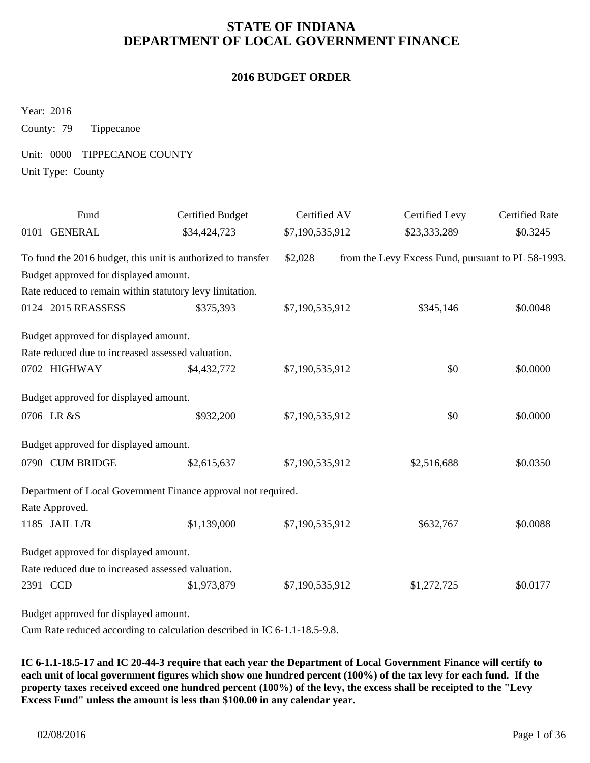# STATE OF INDIANA
# DEPARTMENT OF LOCAL GOVERNMENT FINANCE

## 2016 BUDGET ORDER

Year: 2016

County: 79 Tippecanoe

Unit: 0000 TIPPECANOE COUNTY

Unit Type: County

| Fund | Certified Budget | Certified AV | Certified Levy | Certified Rate |
|---|---|---|---|---|
| 0101 GENERAL | $34,424,723 | $7,190,535,912 | $23,333,289 | $0.3245 |

To fund the 2016 budget, this unit is authorized to transfer $2,028 from the Levy Excess Fund, pursuant to PL 58-1993.

Budget approved for displayed amount.

Rate reduced to remain within statutory levy limitation.

| Fund | Certified Budget | Certified AV | Certified Levy | Certified Rate |
|---|---|---|---|---|
| 0124 2015 REASSESS | $375,393 | $7,190,535,912 | $345,146 | $0.0048 |

Budget approved for displayed amount.

Rate reduced due to increased assessed valuation.

| Fund | Certified Budget | Certified AV | Certified Levy | Certified Rate |
|---|---|---|---|---|
| 0702 HIGHWAY | $4,432,772 | $7,190,535,912 | $0 | $0.0000 |

Budget approved for displayed amount.

| Fund | Certified Budget | Certified AV | Certified Levy | Certified Rate |
|---|---|---|---|---|
| 0706 LR &S | $932,200 | $7,190,535,912 | $0 | $0.0000 |

Budget approved for displayed amount.

| Fund | Certified Budget | Certified AV | Certified Levy | Certified Rate |
|---|---|---|---|---|
| 0790 CUM BRIDGE | $2,615,637 | $7,190,535,912 | $2,516,688 | $0.0350 |

Department of Local Government Finance approval not required.

Rate Approved.

| Fund | Certified Budget | Certified AV | Certified Levy | Certified Rate |
|---|---|---|---|---|
| 1185 JAIL L/R | $1,139,000 | $7,190,535,912 | $632,767 | $0.0088 |

Budget approved for displayed amount.

Rate reduced due to increased assessed valuation.

| Fund | Certified Budget | Certified AV | Certified Levy | Certified Rate |
|---|---|---|---|---|
| 2391 CCD | $1,973,879 | $7,190,535,912 | $1,272,725 | $0.0177 |

Budget approved for displayed amount.

Cum Rate reduced according to calculation described in IC 6-1.1-18.5-9.8.

**IC 6-1.1-18.5-17 and IC 20-44-3 require that each year the Department of Local Government Finance will certify to each unit of local government figures which show one hundred percent (100%) of the tax levy for each fund. If the property taxes received exceed one hundred percent (100%) of the levy, the excess shall be receipted to the "Levy Excess Fund" unless the amount is less than $100.00 in any calendar year.**

02/08/2016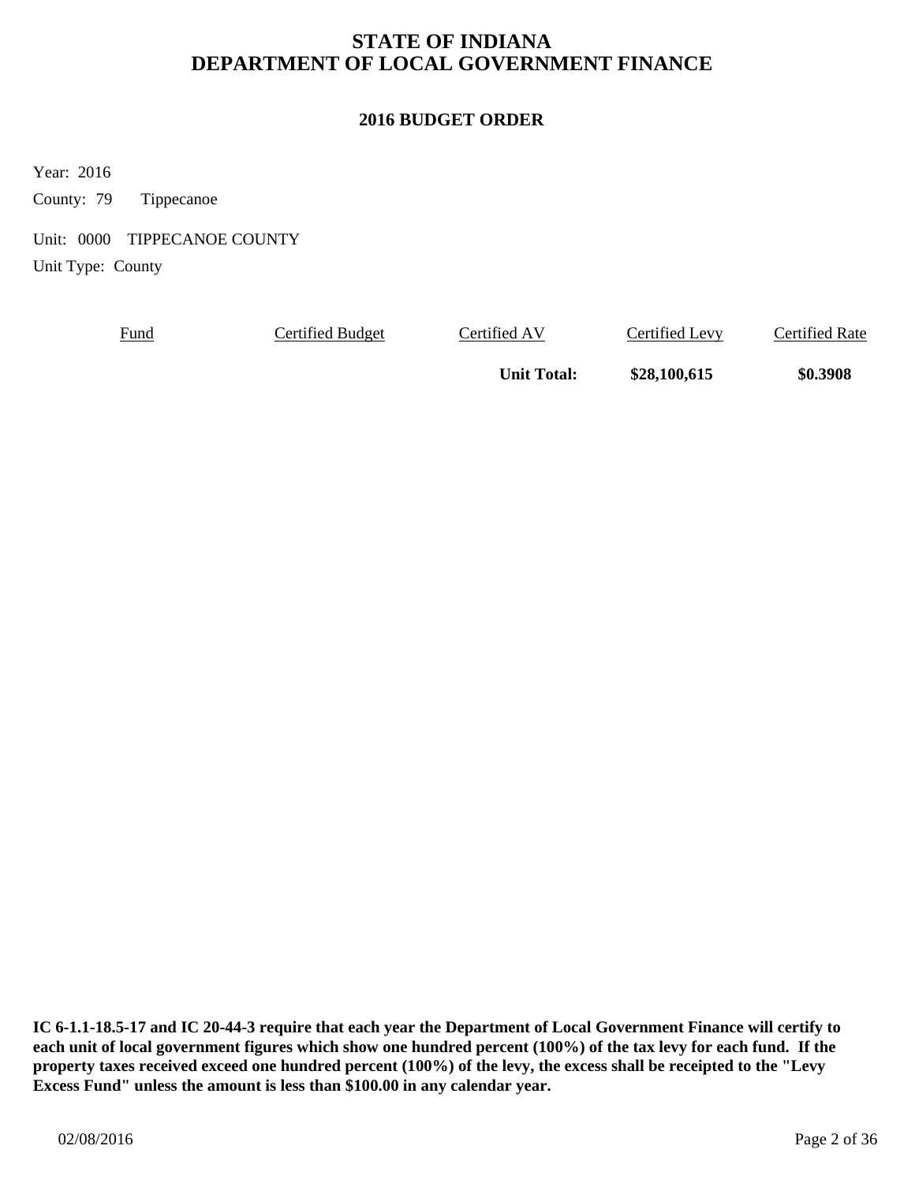# STATE OF INDIANA
# DEPARTMENT OF LOCAL GOVERNMENT FINANCE

## 2016 BUDGET ORDER

Year: 2016

County: 79 Tippecanoe

Unit: 0000 TIPPECANOE COUNTY

Unit Type: County

| Fund | Certified Budget | Certified AV | Certified Levy | Certified Rate |
|---|---|---|---|---|
| | | **Unit Total:** | **$28,100,615** | **$0.3908** |

**IC 6-1.1-18.5-17 and IC 20-44-3 require that each year the Department of Local Government Finance will certify to each unit of local government figures which show one hundred percent (100%) of the tax levy for each fund. If the property taxes received exceed one hundred percent (100%) of the levy, the excess shall be receipted to the "Levy Excess Fund" unless the amount is less than $100.00 in any calendar year.**

02/08/2016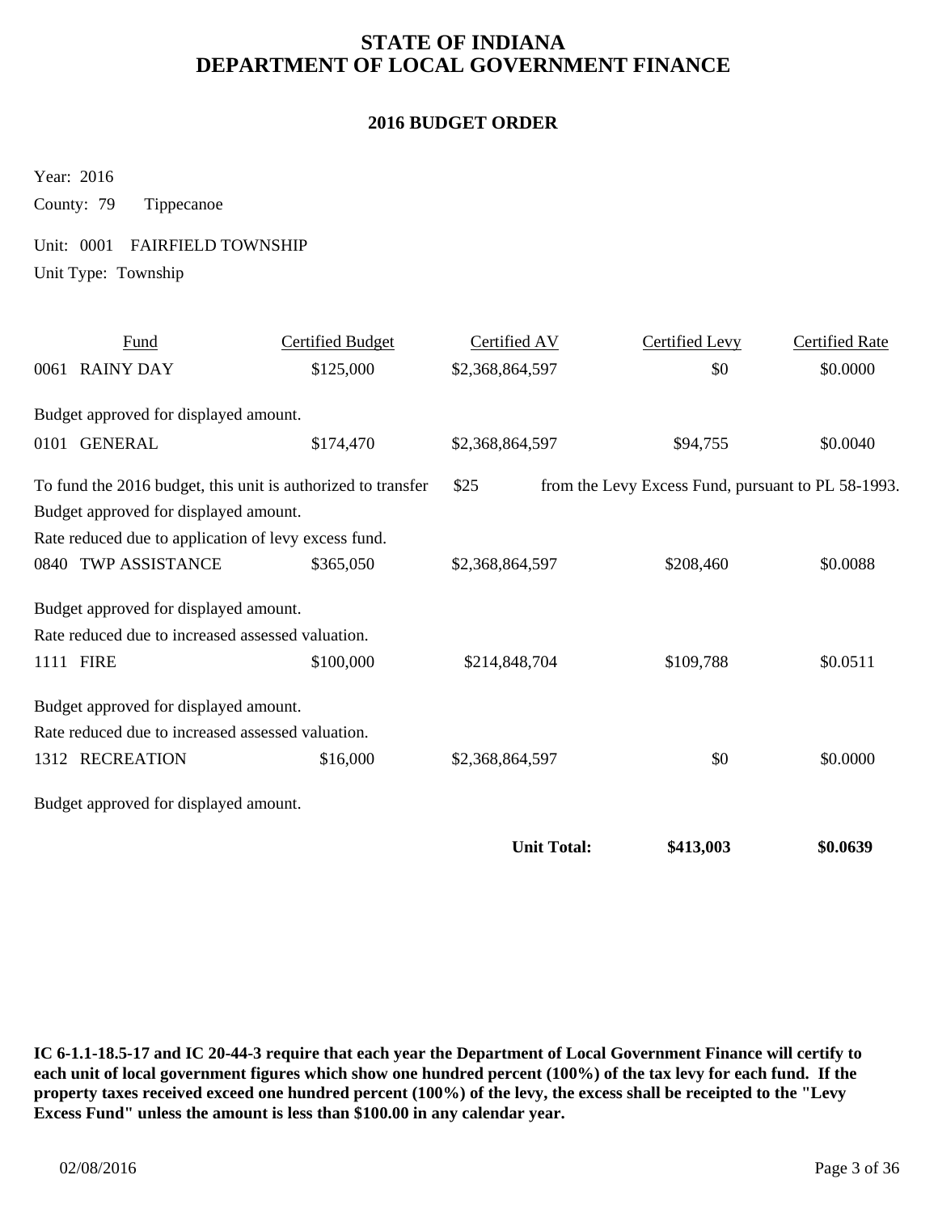# STATE OF INDIANA
# DEPARTMENT OF LOCAL GOVERNMENT FINANCE

## 2016 BUDGET ORDER

Year: 2016

County: 79 Tippecanoe

Unit: 0001 FAIRFIELD TOWNSHIP

Unit Type: Township

| Fund | Certified Budget | Certified AV | Certified Levy | Certified Rate |
|---|---|---|---|---|
| 0061 RAINY DAY | $125,000 | $2,368,864,597 | $0 | $0.0000 |
| Budget approved for displayed amount. | | | | |
| 0101 GENERAL | $174,470 | $2,368,864,597 | $94,755 | $0.0040 |
| To fund the 2016 budget, this unit is authorized to transfer $25 from the Levy Excess Fund, pursuant to PL 58-1993. | | | | |
| Budget approved for displayed amount. | | | | |
| Rate reduced due to application of levy excess fund. | | | | |
| 0840 TWP ASSISTANCE | $365,050 | $2,368,864,597 | $208,460 | $0.0088 |
| Budget approved for displayed amount. | | | | |
| Rate reduced due to increased assessed valuation. | | | | |
| 1111 FIRE | $100,000 | $214,848,704 | $109,788 | $0.0511 |
| Budget approved for displayed amount. | | | | |
| Rate reduced due to increased assessed valuation. | | | | |
| 1312 RECREATION | $16,000 | $2,368,864,597 | $0 | $0.0000 |
| Budget approved for displayed amount. | | | | |
| | | **Unit Total:** | **$413,003** | **$0.0639** |

**IC 6-1.1-18.5-17 and IC 20-44-3 require that each year the Department of Local Government Finance will certify to each unit of local government figures which show one hundred percent (100%) of the tax levy for each fund. If the property taxes received exceed one hundred percent (100%) of the levy, the excess shall be receipted to the "Levy Excess Fund" unless the amount is less than $100.00 in any calendar year.**

02/08/2016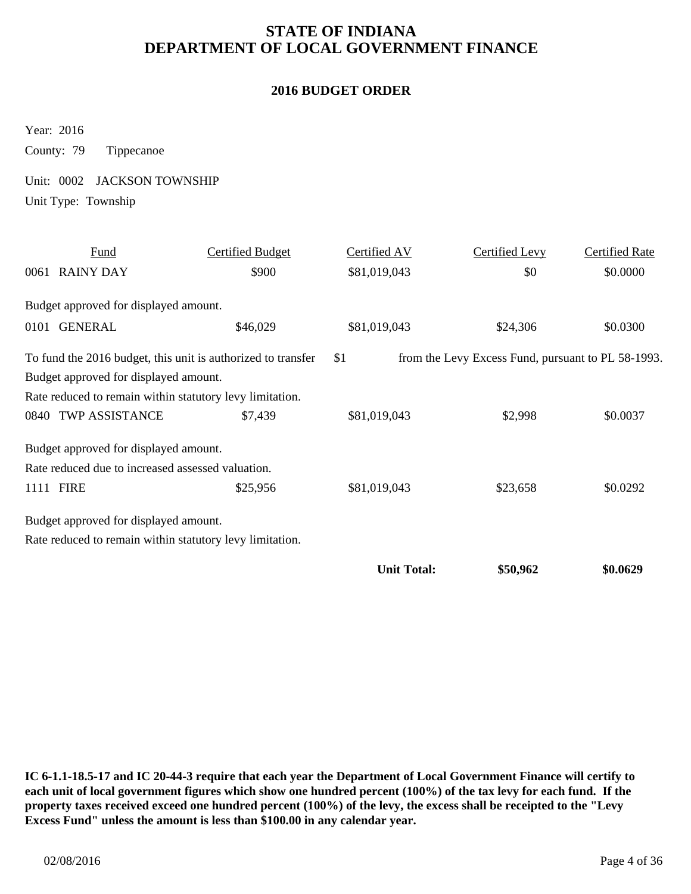# STATE OF INDIANA
# DEPARTMENT OF LOCAL GOVERNMENT FINANCE

## 2016 BUDGET ORDER

Year: 2016

County: 79 Tippecanoe

Unit: 0002 JACKSON TOWNSHIP

Unit Type: Township

| Fund | Certified Budget | Certified AV | Certified Levy | Certified Rate |
|---|---|---|---|---|
| 0061 RAINY DAY | $900 | $81,019,043 | $0 | $0.0000 |

Budget approved for displayed amount.

| Fund | Certified Budget | Certified AV | Certified Levy | Certified Rate |
|---|---|---|---|---|
| 0101 GENERAL | $46,029 | $81,019,043 | $24,306 | $0.0300 |

To fund the 2016 budget, this unit is authorized to transfer $1 from the Levy Excess Fund, pursuant to PL 58-1993.

Budget approved for displayed amount.

Rate reduced to remain within statutory levy limitation.

| Fund | Certified Budget | Certified AV | Certified Levy | Certified Rate |
|---|---|---|---|---|
| 0840 TWP ASSISTANCE | $7,439 | $81,019,043 | $2,998 | $0.0037 |

Budget approved for displayed amount.

Rate reduced due to increased assessed valuation.

| Fund | Certified Budget | Certified AV | Certified Levy | Certified Rate |
|---|---|---|---|---|
| 1111 FIRE | $25,956 | $81,019,043 | $23,658 | $0.0292 |

Budget approved for displayed amount.

Rate reduced to remain within statutory levy limitation.

| | | | Certified Levy | Certified Rate |
|---|---|---|---|---|
| | | **Unit Total:** | **$50,962** | **$0.0629** |

**IC 6-1.1-18.5-17 and IC 20-44-3 require that each year the Department of Local Government Finance will certify to each unit of local government figures which show one hundred percent (100%) of the tax levy for each fund. If the property taxes received exceed one hundred percent (100%) of the levy, the excess shall be receipted to the "Levy Excess Fund" unless the amount is less than $100.00 in any calendar year.**

02/08/2016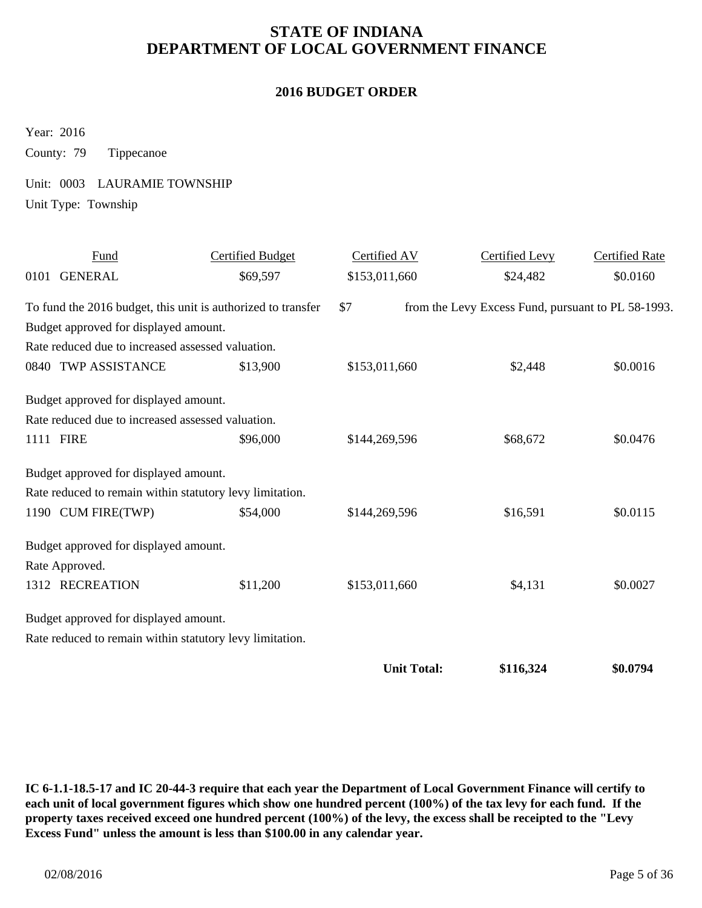# STATE OF INDIANA
# DEPARTMENT OF LOCAL GOVERNMENT FINANCE

## 2016 BUDGET ORDER

Year: 2016

County: 79 Tippecanoe

Unit: 0003 LAURAMIE TOWNSHIP

Unit Type: Township

| Fund | Certified Budget | Certified AV | Certified Levy | Certified Rate |
|---|---|---|---|---|
| 0101 GENERAL | $69,597 | $153,011,660 | $24,482 | $0.0160 |
| To fund the 2016 budget, this unit is authorized to transfer $7 from the Levy Excess Fund, pursuant to PL 58-1993. | | | | |
| Budget approved for displayed amount. | | | | |
| Rate reduced due to increased assessed valuation. | | | | |
| 0840 TWP ASSISTANCE | $13,900 | $153,011,660 | $2,448 | $0.0016 |
| Budget approved for displayed amount. | | | | |
| Rate reduced due to increased assessed valuation. | | | | |
| 1111 FIRE | $96,000 | $144,269,596 | $68,672 | $0.0476 |
| Budget approved for displayed amount. | | | | |
| Rate reduced to remain within statutory levy limitation. | | | | |
| 1190 CUM FIRE(TWP) | $54,000 | $144,269,596 | $16,591 | $0.0115 |
| Budget approved for displayed amount. | | | | |
| Rate Approved. | | | | |
| 1312 RECREATION | $11,200 | $153,011,660 | $4,131 | $0.0027 |
| Budget approved for displayed amount. | | | | |
| Rate reduced to remain within statutory levy limitation. | | | | |
| | | **Unit Total:** | **$116,324** | **$0.0794** |

**IC 6-1.1-18.5-17 and IC 20-44-3 require that each year the Department of Local Government Finance will certify to each unit of local government figures which show one hundred percent (100%) of the tax levy for each fund. If the property taxes received exceed one hundred percent (100%) of the levy, the excess shall be receipted to the "Levy Excess Fund" unless the amount is less than $100.00 in any calendar year.**

02/08/2016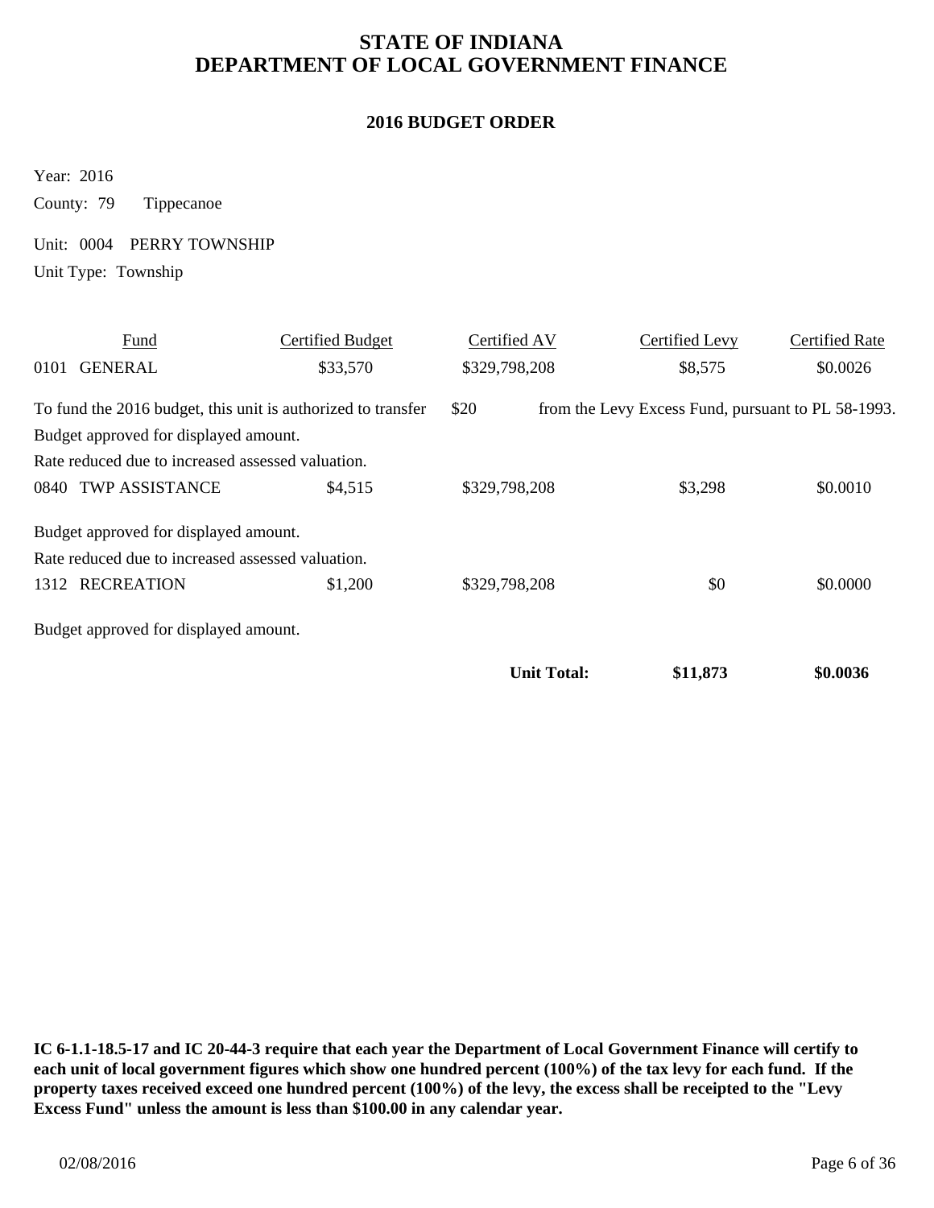# STATE OF INDIANA
# DEPARTMENT OF LOCAL GOVERNMENT FINANCE

## 2016 BUDGET ORDER

Year: 2016

County: 79 Tippecanoe

Unit: 0004 PERRY TOWNSHIP

Unit Type: Township

| Fund | Certified Budget | Certified AV | Certified Levy | Certified Rate |
|---|---|---|---|---|
| 0101 GENERAL | $33,570 | $329,798,208 | $8,575 | $0.0026 |

To fund the 2016 budget, this unit is authorized to transfer $20 from the Levy Excess Fund, pursuant to PL 58-1993.

Budget approved for displayed amount.

Rate reduced due to increased assessed valuation.

| Fund | Certified Budget | Certified AV | Certified Levy | Certified Rate |
|---|---|---|---|---|
| 0840 TWP ASSISTANCE | $4,515 | $329,798,208 | $3,298 | $0.0010 |

Budget approved for displayed amount.

Rate reduced due to increased assessed valuation.

| Fund | Certified Budget | Certified AV | Certified Levy | Certified Rate |
|---|---|---|---|---|
| 1312 RECREATION | $1,200 | $329,798,208 | $0 | $0.0000 |

Budget approved for displayed amount.

| | | | Certified Levy | Certified Rate |
|---|---|---|---|---|
| | | **Unit Total:** | **$11,873** | **$0.0036** |

**IC 6-1.1-18.5-17 and IC 20-44-3 require that each year the Department of Local Government Finance will certify to each unit of local government figures which show one hundred percent (100%) of the tax levy for each fund. If the property taxes received exceed one hundred percent (100%) of the levy, the excess shall be receipted to the "Levy Excess Fund" unless the amount is less than $100.00 in any calendar year.**

02/08/2016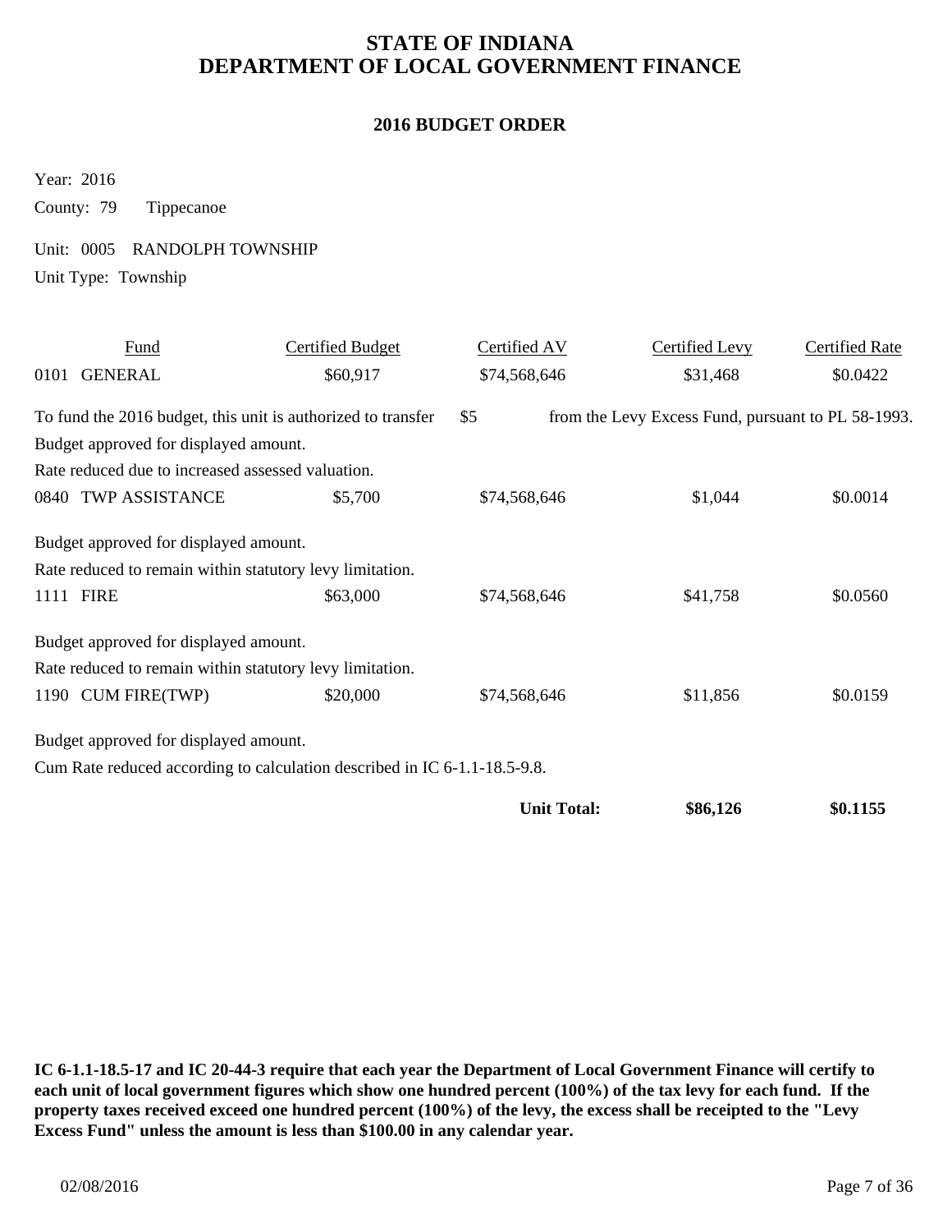# STATE OF INDIANA
# DEPARTMENT OF LOCAL GOVERNMENT FINANCE

## 2016 BUDGET ORDER

Year: 2016

County: 79 Tippecanoe

Unit: 0005 RANDOLPH TOWNSHIP

Unit Type: Township

| Fund | Certified Budget | Certified AV | Certified Levy | Certified Rate |
|---|---|---|---|---|
| 0101 GENERAL | $60,917 | $74,568,646 | $31,468 | $0.0422 |

To fund the 2016 budget, this unit is authorized to transfer $5 from the Levy Excess Fund, pursuant to PL 58-1993.

Budget approved for displayed amount.

Rate reduced due to increased assessed valuation.

| Fund | Certified Budget | Certified AV | Certified Levy | Certified Rate |
|---|---|---|---|---|
| 0840 TWP ASSISTANCE | $5,700 | $74,568,646 | $1,044 | $0.0014 |

Budget approved for displayed amount.

Rate reduced to remain within statutory levy limitation.

| Fund | Certified Budget | Certified AV | Certified Levy | Certified Rate |
|---|---|---|---|---|
| 1111 FIRE | $63,000 | $74,568,646 | $41,758 | $0.0560 |

Budget approved for displayed amount.

Rate reduced to remain within statutory levy limitation.

| Fund | Certified Budget | Certified AV | Certified Levy | Certified Rate |
|---|---|---|---|---|
| 1190 CUM FIRE(TWP) | $20,000 | $74,568,646 | $11,856 | $0.0159 |

Budget approved for displayed amount.

Cum Rate reduced according to calculation described in IC 6-1.1-18.5-9.8.

| | | | Certified Levy | Certified Rate |
|---|---|---|---|---|
| | | **Unit Total:** | **$86,126** | **$0.1155** |

**IC 6-1.1-18.5-17 and IC 20-44-3 require that each year the Department of Local Government Finance will certify to each unit of local government figures which show one hundred percent (100%) of the tax levy for each fund. If the property taxes received exceed one hundred percent (100%) of the levy, the excess shall be receipted to the "Levy Excess Fund" unless the amount is less than $100.00 in any calendar year.**

02/08/2016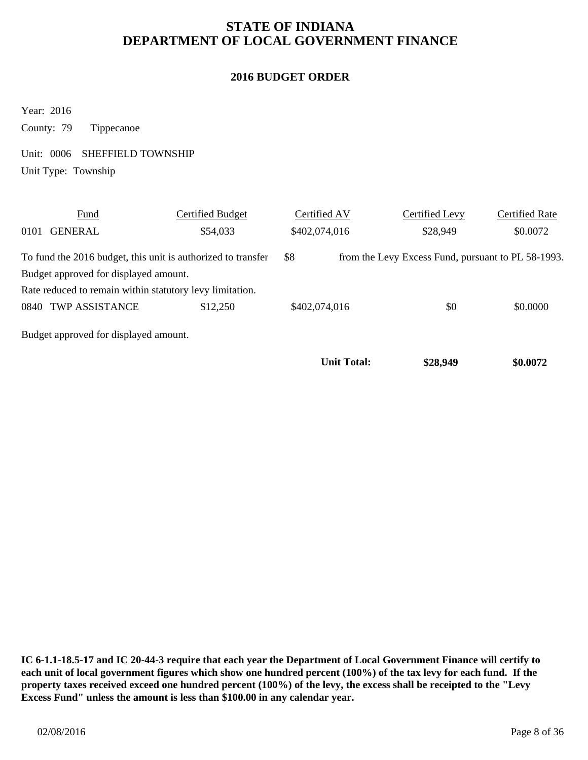# STATE OF INDIANA
# DEPARTMENT OF LOCAL GOVERNMENT FINANCE

## 2016 BUDGET ORDER

Year: 2016

County: 79 Tippecanoe

Unit: 0006 SHEFFIELD TOWNSHIP

Unit Type: Township

| Fund | Certified Budget | Certified AV | Certified Levy | Certified Rate |
|---|---|---|---|---|
| 0101 GENERAL | $54,033 | $402,074,016 | $28,949 | $0.0072 |

To fund the 2016 budget, this unit is authorized to transfer $8 from the Levy Excess Fund, pursuant to PL 58-1993.

Budget approved for displayed amount.

Rate reduced to remain within statutory levy limitation.

| Fund | Certified Budget | Certified AV | Certified Levy | Certified Rate |
|---|---|---|---|---|
| 0840 TWP ASSISTANCE | $12,250 | $402,074,016 | $0 | $0.0000 |

Budget approved for displayed amount.

| | | **Unit Total:** | **$28,949** | **$0.0072** |
|---|---|---|---|---|

**IC 6-1.1-18.5-17 and IC 20-44-3 require that each year the Department of Local Government Finance will certify to each unit of local government figures which show one hundred percent (100%) of the tax levy for each fund. If the property taxes received exceed one hundred percent (100%) of the levy, the excess shall be receipted to the "Levy Excess Fund" unless the amount is less than $100.00 in any calendar year.**

02/08/2016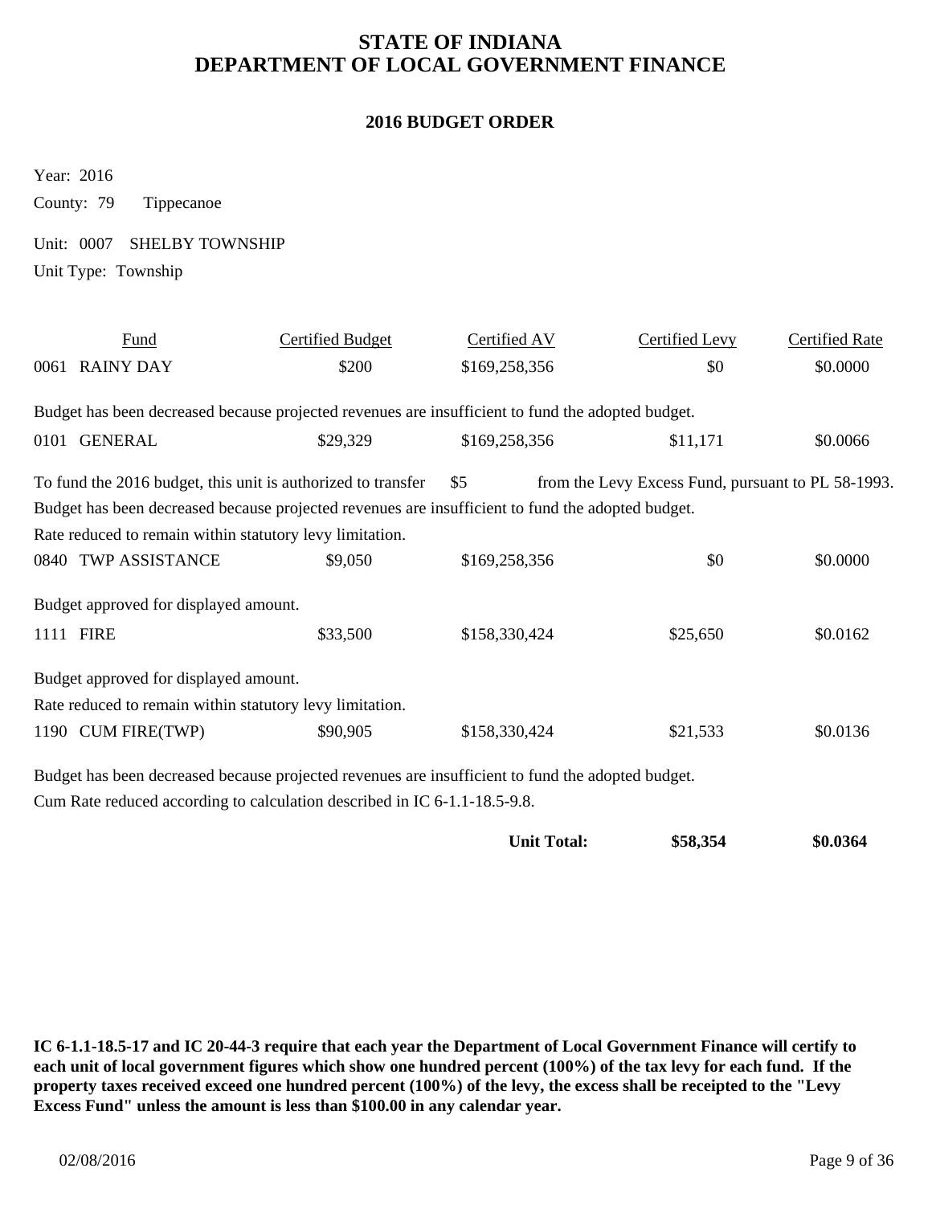# STATE OF INDIANA
# DEPARTMENT OF LOCAL GOVERNMENT FINANCE

## 2016 BUDGET ORDER

Year: 2016

County: 79 Tippecanoe

Unit: 0007 SHELBY TOWNSHIP

Unit Type: Township

| Fund | Certified Budget | Certified AV | Certified Levy | Certified Rate |
|---|---|---|---|---|
| 0061 RAINY DAY | $200 | $169,258,356 | $0 | $0.0000 |
| Budget has been decreased because projected revenues are insufficient to fund the adopted budget. | | | | |
| 0101 GENERAL | $29,329 | $169,258,356 | $11,171 | $0.0066 |
| To fund the 2016 budget, this unit is authorized to transfer $5 from the Levy Excess Fund, pursuant to PL 58-1993. | | | | |
| Budget has been decreased because projected revenues are insufficient to fund the adopted budget. | | | | |
| Rate reduced to remain within statutory levy limitation. | | | | |
| 0840 TWP ASSISTANCE | $9,050 | $169,258,356 | $0 | $0.0000 |
| Budget approved for displayed amount. | | | | |
| 1111 FIRE | $33,500 | $158,330,424 | $25,650 | $0.0162 |
| Budget approved for displayed amount. | | | | |
| Rate reduced to remain within statutory levy limitation. | | | | |
| 1190 CUM FIRE(TWP) | $90,905 | $158,330,424 | $21,533 | $0.0136 |
| Budget has been decreased because projected revenues are insufficient to fund the adopted budget. | | | | |
| Cum Rate reduced according to calculation described in IC 6-1.1-18.5-9.8. | | | | |
| | | **Unit Total:** | **$58,354** | **$0.0364** |

**IC 6-1.1-18.5-17 and IC 20-44-3 require that each year the Department of Local Government Finance will certify to each unit of local government figures which show one hundred percent (100%) of the tax levy for each fund. If the property taxes received exceed one hundred percent (100%) of the levy, the excess shall be receipted to the "Levy Excess Fund" unless the amount is less than $100.00 in any calendar year.**

02/08/2016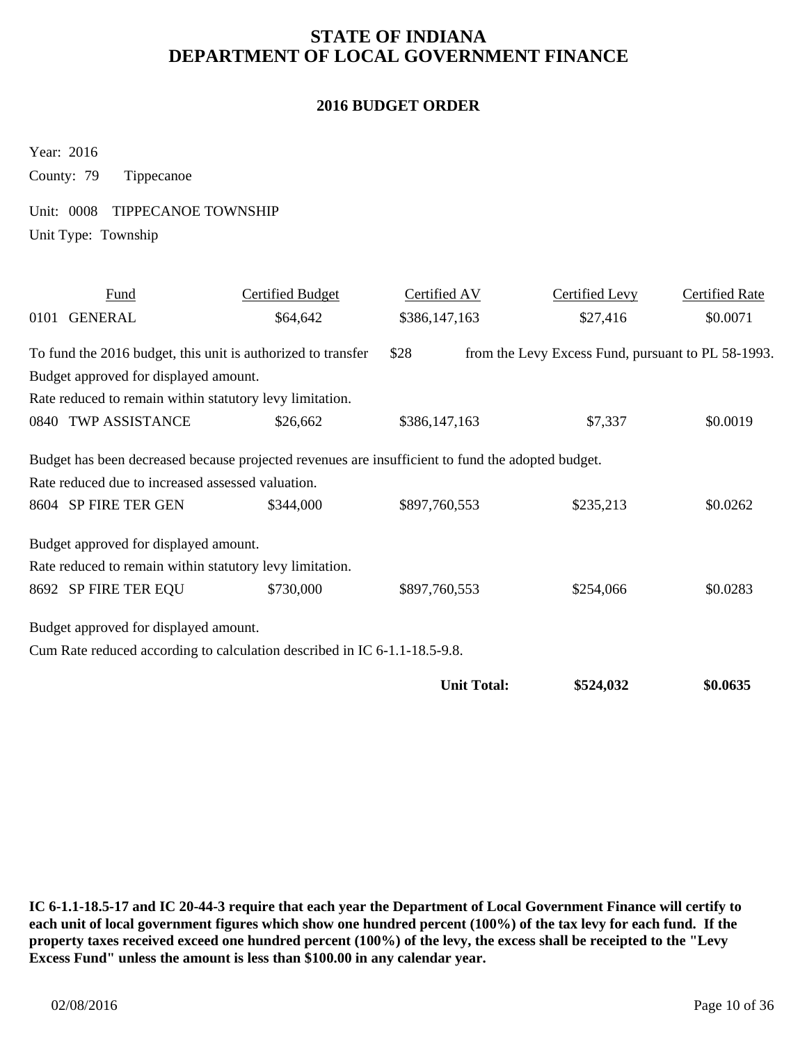# STATE OF INDIANA
# DEPARTMENT OF LOCAL GOVERNMENT FINANCE

## 2016 BUDGET ORDER

Year: 2016

County: 79 Tippecanoe

Unit: 0008 TIPPECANOE TOWNSHIP

Unit Type: Township

| Fund | Certified Budget | Certified AV | Certified Levy | Certified Rate |
|---|---|---|---|---|
| 0101 GENERAL | $64,642 | $386,147,163 | $27,416 | $0.0071 |
| To fund the 2016 budget, this unit is authorized to transfer $28 from the Levy Excess Fund, pursuant to PL 58-1993. | | | | |
| Budget approved for displayed amount. | | | | |
| Rate reduced to remain within statutory levy limitation. | | | | |
| 0840 TWP ASSISTANCE | $26,662 | $386,147,163 | $7,337 | $0.0019 |
| Budget has been decreased because projected revenues are insufficient to fund the adopted budget. | | | | |
| Rate reduced due to increased assessed valuation. | | | | |
| 8604 SP FIRE TER GEN | $344,000 | $897,760,553 | $235,213 | $0.0262 |
| Budget approved for displayed amount. | | | | |
| Rate reduced to remain within statutory levy limitation. | | | | |
| 8692 SP FIRE TER EQU | $730,000 | $897,760,553 | $254,066 | $0.0283 |
| Budget approved for displayed amount. | | | | |
| Cum Rate reduced according to calculation described in IC 6-1.1-18.5-9.8. | | | | |
| | | **Unit Total:** | **$524,032** | **$0.0635** |

**IC 6-1.1-18.5-17 and IC 20-44-3 require that each year the Department of Local Government Finance will certify to each unit of local government figures which show one hundred percent (100%) of the tax levy for each fund. If the property taxes received exceed one hundred percent (100%) of the levy, the excess shall be receipted to the "Levy Excess Fund" unless the amount is less than $100.00 in any calendar year.**

02/08/2016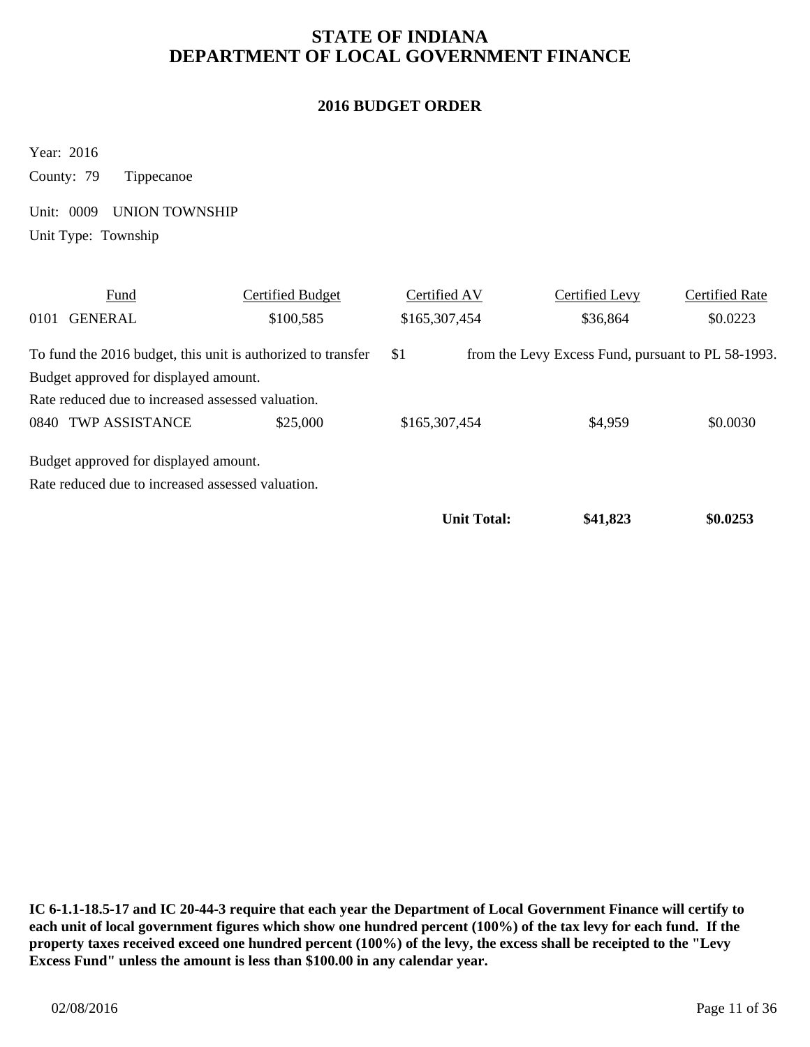# STATE OF INDIANA
# DEPARTMENT OF LOCAL GOVERNMENT FINANCE

## 2016 BUDGET ORDER

Year: 2016

County: 79 Tippecanoe

Unit: 0009 UNION TOWNSHIP

Unit Type: Township

| Fund | Certified Budget | Certified AV | Certified Levy | Certified Rate |
|---|---|---|---|---|
| 0101 GENERAL | $100,585 | $165,307,454 | $36,864 | $0.0223 |

To fund the 2016 budget, this unit is authorized to transfer $1 from the Levy Excess Fund, pursuant to PL 58-1993.

Budget approved for displayed amount.

Rate reduced due to increased assessed valuation.

| Fund | Certified Budget | Certified AV | Certified Levy | Certified Rate |
|---|---|---|---|---|
| 0840 TWP ASSISTANCE | $25,000 | $165,307,454 | $4,959 | $0.0030 |

Budget approved for displayed amount.

Rate reduced due to increased assessed valuation.

| | | | Certified Levy | Certified Rate |
|---|---|---|---|---|
| | | **Unit Total:** | **$41,823** | **$0.0253** |

**IC 6-1.1-18.5-17 and IC 20-44-3 require that each year the Department of Local Government Finance will certify to each unit of local government figures which show one hundred percent (100%) of the tax levy for each fund. If the property taxes received exceed one hundred percent (100%) of the levy, the excess shall be receipted to the "Levy Excess Fund" unless the amount is less than $100.00 in any calendar year.**

02/08/2016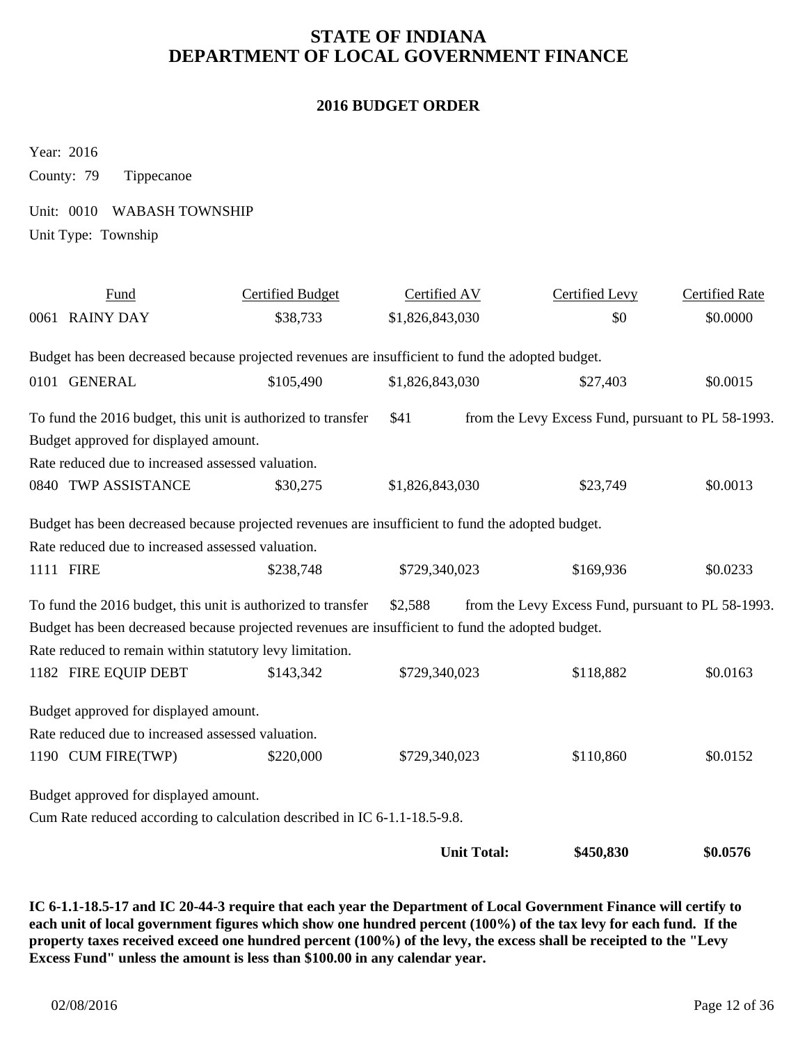# STATE OF INDIANA
# DEPARTMENT OF LOCAL GOVERNMENT FINANCE

## 2016 BUDGET ORDER

Year: 2016

County: 79 Tippecanoe

Unit: 0010 WABASH TOWNSHIP

Unit Type: Township

| Fund | Certified Budget | Certified AV | Certified Levy | Certified Rate |
|---|---|---|---|---|
| 0061 RAINY DAY | $38,733 | $1,826,843,030 | $0 | $0.0000 |

Budget has been decreased because projected revenues are insufficient to fund the adopted budget.

| Fund | Certified Budget | Certified AV | Certified Levy | Certified Rate |
|---|---|---|---|---|
| 0101 GENERAL | $105,490 | $1,826,843,030 | $27,403 | $0.0015 |

To fund the 2016 budget, this unit is authorized to transfer $41 from the Levy Excess Fund, pursuant to PL 58-1993.

Budget approved for displayed amount.

Rate reduced due to increased assessed valuation.

| Fund | Certified Budget | Certified AV | Certified Levy | Certified Rate |
|---|---|---|---|---|
| 0840 TWP ASSISTANCE | $30,275 | $1,826,843,030 | $23,749 | $0.0013 |

Budget has been decreased because projected revenues are insufficient to fund the adopted budget.

Rate reduced due to increased assessed valuation.

| Fund | Certified Budget | Certified AV | Certified Levy | Certified Rate |
|---|---|---|---|---|
| 1111 FIRE | $238,748 | $729,340,023 | $169,936 | $0.0233 |

To fund the 2016 budget, this unit is authorized to transfer $2,588 from the Levy Excess Fund, pursuant to PL 58-1993.

Budget has been decreased because projected revenues are insufficient to fund the adopted budget.

Rate reduced to remain within statutory levy limitation.

| Fund | Certified Budget | Certified AV | Certified Levy | Certified Rate |
|---|---|---|---|---|
| 1182 FIRE EQUIP DEBT | $143,342 | $729,340,023 | $118,882 | $0.0163 |

Budget approved for displayed amount.

Rate reduced due to increased assessed valuation.

| Fund | Certified Budget | Certified AV | Certified Levy | Certified Rate |
|---|---|---|---|---|
| 1190 CUM FIRE(TWP) | $220,000 | $729,340,023 | $110,860 | $0.0152 |

Budget approved for displayed amount.

Cum Rate reduced according to calculation described in IC 6-1.1-18.5-9.8.

| | | **Unit Total:** | **$450,830** | **$0.0576** |
|---|---|---|---|---|

**IC 6-1.1-18.5-17 and IC 20-44-3 require that each year the Department of Local Government Finance will certify to each unit of local government figures which show one hundred percent (100%) of the tax levy for each fund. If the property taxes received exceed one hundred percent (100%) of the levy, the excess shall be receipted to the "Levy Excess Fund" unless the amount is less than $100.00 in any calendar year.**

02/08/2016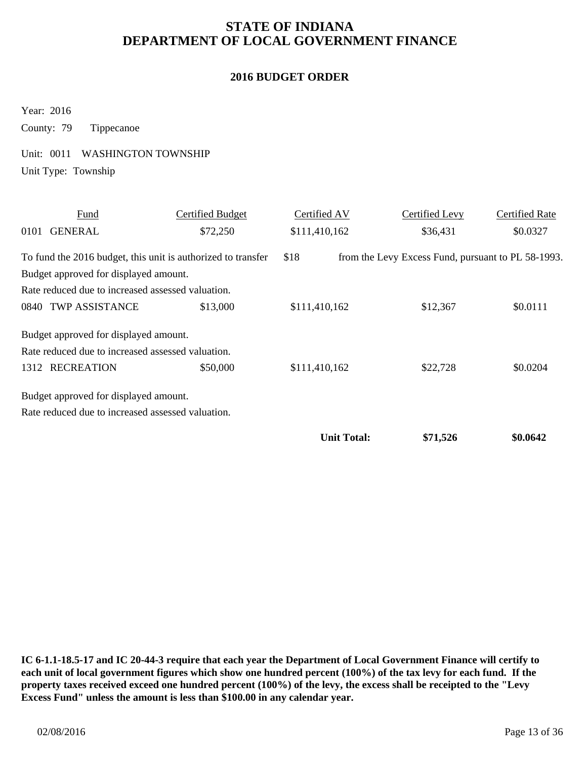# STATE OF INDIANA
# DEPARTMENT OF LOCAL GOVERNMENT FINANCE

## 2016 BUDGET ORDER

Year: 2016

County: 79 Tippecanoe

Unit: 0011 WASHINGTON TOWNSHIP

Unit Type: Township

| Fund | Certified Budget | Certified AV | Certified Levy | Certified Rate |
|---|---|---|---|---|
| 0101 GENERAL | $72,250 | $111,410,162 | $36,431 | $0.0327 |

To fund the 2016 budget, this unit is authorized to transfer $18 from the Levy Excess Fund, pursuant to PL 58-1993.

Budget approved for displayed amount.

Rate reduced due to increased assessed valuation.

| Fund | Certified Budget | Certified AV | Certified Levy | Certified Rate |
|---|---|---|---|---|
| 0840 TWP ASSISTANCE | $13,000 | $111,410,162 | $12,367 | $0.0111 |

Budget approved for displayed amount.

Rate reduced due to increased assessed valuation.

| Fund | Certified Budget | Certified AV | Certified Levy | Certified Rate |
|---|---|---|---|---|
| 1312 RECREATION | $50,000 | $111,410,162 | $22,728 | $0.0204 |

Budget approved for displayed amount.

Rate reduced due to increased assessed valuation.

| | | | **Unit Total:** | **$71,526** | **$0.0642** |
|---|---|---|---|---|---|

**IC 6-1.1-18.5-17 and IC 20-44-3 require that each year the Department of Local Government Finance will certify to each unit of local government figures which show one hundred percent (100%) of the tax levy for each fund. If the property taxes received exceed one hundred percent (100%) of the levy, the excess shall be receipted to the "Levy Excess Fund" unless the amount is less than $100.00 in any calendar year.**

02/08/2016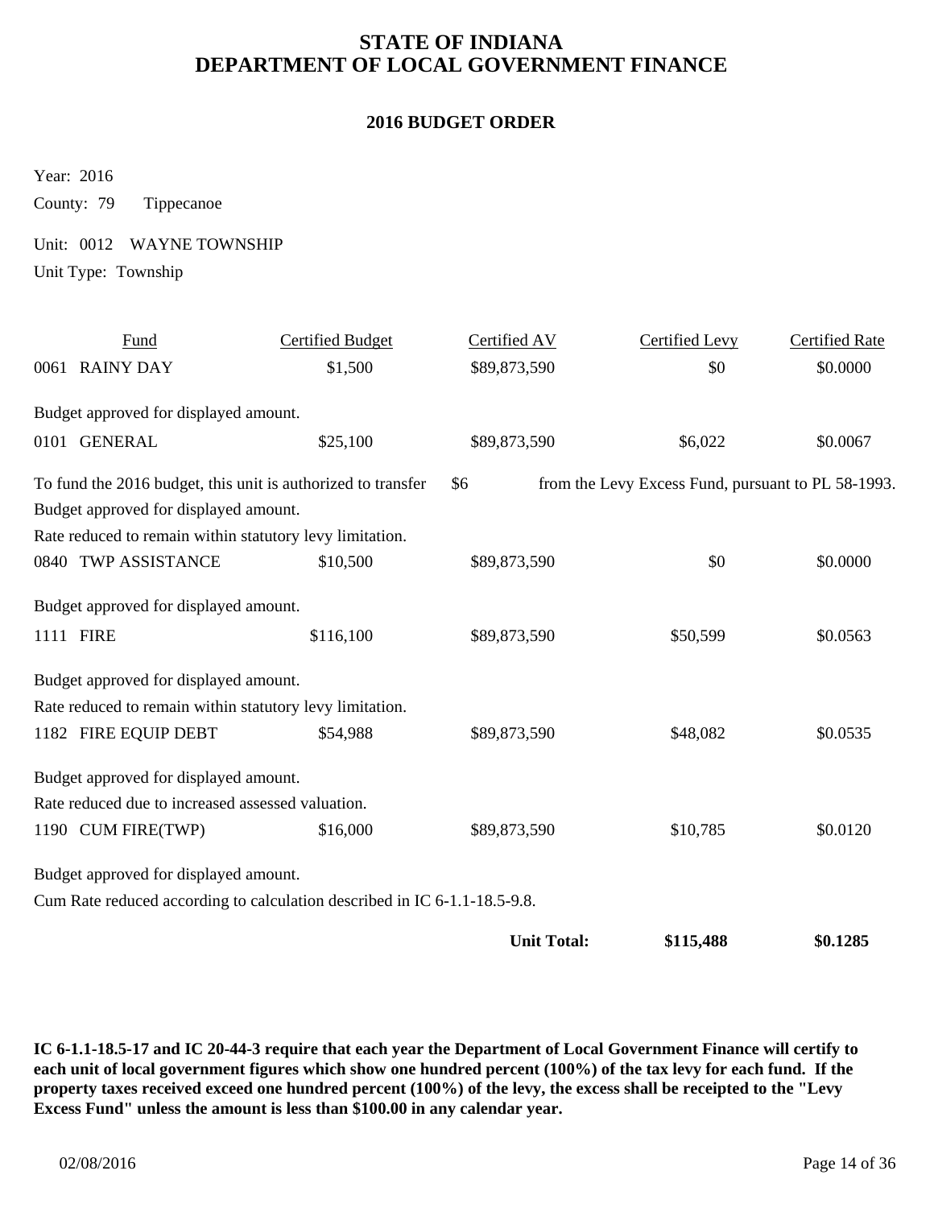# STATE OF INDIANA
# DEPARTMENT OF LOCAL GOVERNMENT FINANCE

## 2016 BUDGET ORDER

Year: 2016

County: 79 Tippecanoe

Unit: 0012 WAYNE TOWNSHIP

Unit Type: Township

| Fund | Certified Budget | Certified AV | Certified Levy | Certified Rate |
|---|---|---|---|---|
| 0061 RAINY DAY | $1,500 | $89,873,590 | $0 | $0.0000 |

Budget approved for displayed amount.

| Fund | Certified Budget | Certified AV | Certified Levy | Certified Rate |
|---|---|---|---|---|
| 0101 GENERAL | $25,100 | $89,873,590 | $6,022 | $0.0067 |

To fund the 2016 budget, this unit is authorized to transfer $6 from the Levy Excess Fund, pursuant to PL 58-1993.

Budget approved for displayed amount.

Rate reduced to remain within statutory levy limitation.

| Fund | Certified Budget | Certified AV | Certified Levy | Certified Rate |
|---|---|---|---|---|
| 0840 TWP ASSISTANCE | $10,500 | $89,873,590 | $0 | $0.0000 |

Budget approved for displayed amount.

| Fund | Certified Budget | Certified AV | Certified Levy | Certified Rate |
|---|---|---|---|---|
| 1111 FIRE | $116,100 | $89,873,590 | $50,599 | $0.0563 |

Budget approved for displayed amount.

Rate reduced to remain within statutory levy limitation.

| Fund | Certified Budget | Certified AV | Certified Levy | Certified Rate |
|---|---|---|---|---|
| 1182 FIRE EQUIP DEBT | $54,988 | $89,873,590 | $48,082 | $0.0535 |

Budget approved for displayed amount.

Rate reduced due to increased assessed valuation.

| Fund | Certified Budget | Certified AV | Certified Levy | Certified Rate |
|---|---|---|---|---|
| 1190 CUM FIRE(TWP) | $16,000 | $89,873,590 | $10,785 | $0.0120 |

Budget approved for displayed amount.

Cum Rate reduced according to calculation described in IC 6-1.1-18.5-9.8.

| | Certified Levy | Certified Rate |
|---|---|---|
| **Unit Total:** | **$115,488** | **$0.1285** |

**IC 6-1.1-18.5-17 and IC 20-44-3 require that each year the Department of Local Government Finance will certify to each unit of local government figures which show one hundred percent (100%) of the tax levy for each fund. If the property taxes received exceed one hundred percent (100%) of the levy, the excess shall be receipted to the "Levy Excess Fund" unless the amount is less than $100.00 in any calendar year.**

02/08/2016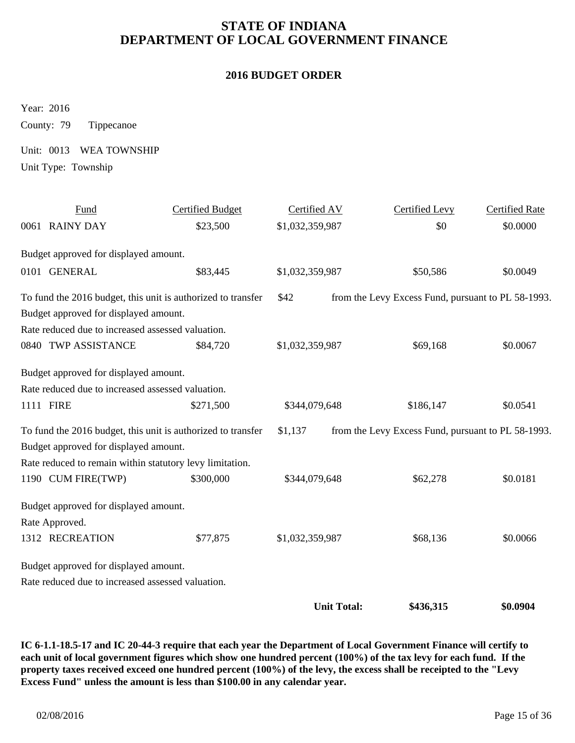# STATE OF INDIANA
# DEPARTMENT OF LOCAL GOVERNMENT FINANCE

## 2016 BUDGET ORDER

Year: 2016

County: 79 Tippecanoe

Unit: 0013 WEA TOWNSHIP

Unit Type: Township

| Fund | Certified Budget | Certified AV | Certified Levy | Certified Rate |
|---|---|---|---|---|
| 0061 RAINY DAY | $23,500 | $1,032,359,987 | $0 | $0.0000 |

Budget approved for displayed amount.

| Fund | Certified Budget | Certified AV | Certified Levy | Certified Rate |
|---|---|---|---|---|
| 0101 GENERAL | $83,445 | $1,032,359,987 | $50,586 | $0.0049 |

To fund the 2016 budget, this unit is authorized to transfer $42 from the Levy Excess Fund, pursuant to PL 58-1993.

Budget approved for displayed amount.

Rate reduced due to increased assessed valuation.

| Fund | Certified Budget | Certified AV | Certified Levy | Certified Rate |
|---|---|---|---|---|
| 0840 TWP ASSISTANCE | $84,720 | $1,032,359,987 | $69,168 | $0.0067 |

Budget approved for displayed amount.

Rate reduced due to increased assessed valuation.

| Fund | Certified Budget | Certified AV | Certified Levy | Certified Rate |
|---|---|---|---|---|
| 1111 FIRE | $271,500 | $344,079,648 | $186,147 | $0.0541 |

To fund the 2016 budget, this unit is authorized to transfer $1,137 from the Levy Excess Fund, pursuant to PL 58-1993.

Budget approved for displayed amount.

Rate reduced to remain within statutory levy limitation.

| Fund | Certified Budget | Certified AV | Certified Levy | Certified Rate |
|---|---|---|---|---|
| 1190 CUM FIRE(TWP) | $300,000 | $344,079,648 | $62,278 | $0.0181 |

Budget approved for displayed amount.

Rate Approved.

| Fund | Certified Budget | Certified AV | Certified Levy | Certified Rate |
|---|---|---|---|---|
| 1312 RECREATION | $77,875 | $1,032,359,987 | $68,136 | $0.0066 |

Budget approved for displayed amount.

Rate reduced due to increased assessed valuation.

| | | **Unit Total:** | **$436,315** | **$0.0904** |
|---|---|---|---|---|

**IC 6-1.1-18.5-17 and IC 20-44-3 require that each year the Department of Local Government Finance will certify to each unit of local government figures which show one hundred percent (100%) of the tax levy for each fund. If the property taxes received exceed one hundred percent (100%) of the levy, the excess shall be receipted to the "Levy Excess Fund" unless the amount is less than $100.00 in any calendar year.**

02/08/2016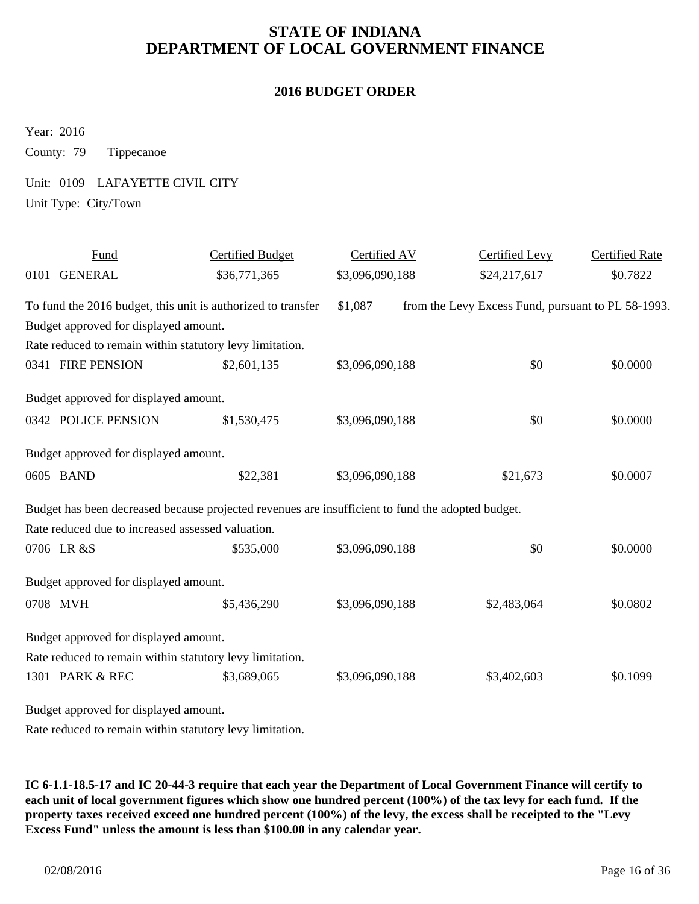# STATE OF INDIANA
# DEPARTMENT OF LOCAL GOVERNMENT FINANCE

## 2016 BUDGET ORDER

Year: 2016

County: 79 Tippecanoe

Unit: 0109 LAFAYETTE CIVIL CITY

Unit Type: City/Town

| Fund | Certified Budget | Certified AV | Certified Levy | Certified Rate |
|---|---|---|---|---|
| 0101 GENERAL | $36,771,365 | $3,096,090,188 | $24,217,617 | $0.7822 |

To fund the 2016 budget, this unit is authorized to transfer $1,087 from the Levy Excess Fund, pursuant to PL 58-1993.

Budget approved for displayed amount.

Rate reduced to remain within statutory levy limitation.

| Fund | Certified Budget | Certified AV | Certified Levy | Certified Rate |
|---|---|---|---|---|
| 0341 FIRE PENSION | $2,601,135 | $3,096,090,188 | $0 | $0.0000 |

Budget approved for displayed amount.

| Fund | Certified Budget | Certified AV | Certified Levy | Certified Rate |
|---|---|---|---|---|
| 0342 POLICE PENSION | $1,530,475 | $3,096,090,188 | $0 | $0.0000 |

Budget approved for displayed amount.

| Fund | Certified Budget | Certified AV | Certified Levy | Certified Rate |
|---|---|---|---|---|
| 0605 BAND | $22,381 | $3,096,090,188 | $21,673 | $0.0007 |

Budget has been decreased because projected revenues are insufficient to fund the adopted budget.

Rate reduced due to increased assessed valuation.

| Fund | Certified Budget | Certified AV | Certified Levy | Certified Rate |
|---|---|---|---|---|
| 0706 LR &S | $535,000 | $3,096,090,188 | $0 | $0.0000 |

Budget approved for displayed amount.

| Fund | Certified Budget | Certified AV | Certified Levy | Certified Rate |
|---|---|---|---|---|
| 0708 MVH | $5,436,290 | $3,096,090,188 | $2,483,064 | $0.0802 |

Budget approved for displayed amount.

Rate reduced to remain within statutory levy limitation.

| Fund | Certified Budget | Certified AV | Certified Levy | Certified Rate |
|---|---|---|---|---|
| 1301 PARK & REC | $3,689,065 | $3,096,090,188 | $3,402,603 | $0.1099 |

Budget approved for displayed amount.

Rate reduced to remain within statutory levy limitation.

**IC 6-1.1-18.5-17 and IC 20-44-3 require that each year the Department of Local Government Finance will certify to each unit of local government figures which show one hundred percent (100%) of the tax levy for each fund. If the property taxes received exceed one hundred percent (100%) of the levy, the excess shall be receipted to the "Levy Excess Fund" unless the amount is less than $100.00 in any calendar year.**

02/08/2016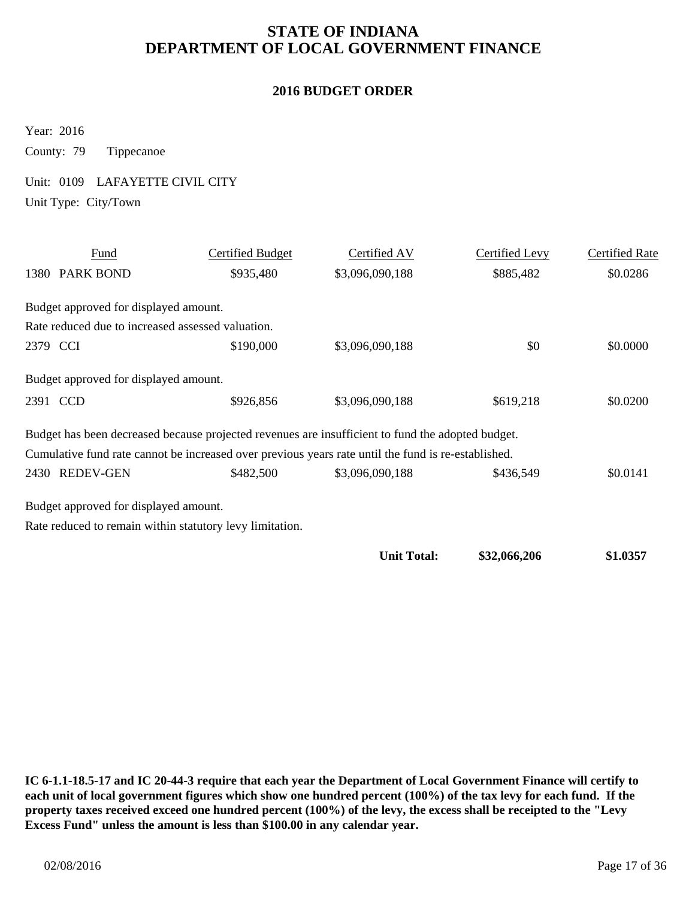# STATE OF INDIANA
# DEPARTMENT OF LOCAL GOVERNMENT FINANCE

## 2016 BUDGET ORDER

Year: 2016

County: 79 Tippecanoe

Unit: 0109 LAFAYETTE CIVIL CITY

Unit Type: City/Town

| Fund | Certified Budget | Certified AV | Certified Levy | Certified Rate |
|---|---|---|---|---|
| 1380 PARK BOND | $935,480 | $3,096,090,188 | $885,482 | $0.0286 |

Budget approved for displayed amount.

Rate reduced due to increased assessed valuation.

| Fund | Certified Budget | Certified AV | Certified Levy | Certified Rate |
|---|---|---|---|---|
| 2379 CCI | $190,000 | $3,096,090,188 | $0 | $0.0000 |

Budget approved for displayed amount.

| Fund | Certified Budget | Certified AV | Certified Levy | Certified Rate |
|---|---|---|---|---|
| 2391 CCD | $926,856 | $3,096,090,188 | $619,218 | $0.0200 |

Budget has been decreased because projected revenues are insufficient to fund the adopted budget.

Cumulative fund rate cannot be increased over previous years rate until the fund is re-established.

| Fund | Certified Budget | Certified AV | Certified Levy | Certified Rate |
|---|---|---|---|---|
| 2430 REDEV-GEN | $482,500 | $3,096,090,188 | $436,549 | $0.0141 |

Budget approved for displayed amount.

Rate reduced to remain within statutory levy limitation.

| | | Unit Total: | $32,066,206 | $1.0357 |
|---|---|---|---|---|

**IC 6-1.1-18.5-17 and IC 20-44-3 require that each year the Department of Local Government Finance will certify to each unit of local government figures which show one hundred percent (100%) of the tax levy for each fund. If the property taxes received exceed one hundred percent (100%) of the levy, the excess shall be receipted to the "Levy Excess Fund" unless the amount is less than $100.00 in any calendar year.**

02/08/2016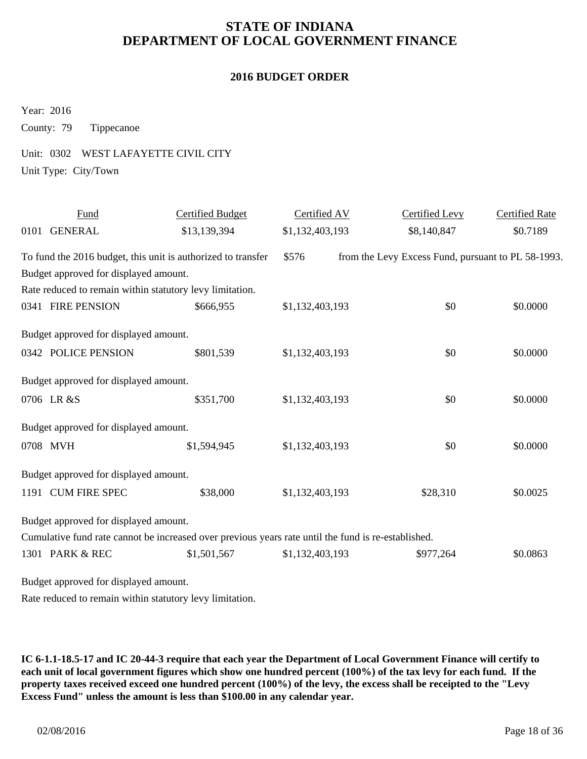# STATE OF INDIANA
# DEPARTMENT OF LOCAL GOVERNMENT FINANCE

## 2016 BUDGET ORDER

Year: 2016

County: 79 Tippecanoe

Unit: 0302 WEST LAFAYETTE CIVIL CITY

Unit Type: City/Town

| Fund | Certified Budget | Certified AV | Certified Levy | Certified Rate |
|---|---|---|---|---|
| 0101 GENERAL | $13,139,394 | $1,132,403,193 | $8,140,847 | $0.7189 |

To fund the 2016 budget, this unit is authorized to transfer $576 from the Levy Excess Fund, pursuant to PL 58-1993.

Budget approved for displayed amount.

Rate reduced to remain within statutory levy limitation.

| Fund | Certified Budget | Certified AV | Certified Levy | Certified Rate |
|---|---|---|---|---|
| 0341 FIRE PENSION | $666,955 | $1,132,403,193 | $0 | $0.0000 |

Budget approved for displayed amount.

| Fund | Certified Budget | Certified AV | Certified Levy | Certified Rate |
|---|---|---|---|---|
| 0342 POLICE PENSION | $801,539 | $1,132,403,193 | $0 | $0.0000 |

Budget approved for displayed amount.

| Fund | Certified Budget | Certified AV | Certified Levy | Certified Rate |
|---|---|---|---|---|
| 0706 LR &S | $351,700 | $1,132,403,193 | $0 | $0.0000 |

Budget approved for displayed amount.

| Fund | Certified Budget | Certified AV | Certified Levy | Certified Rate |
|---|---|---|---|---|
| 0708 MVH | $1,594,945 | $1,132,403,193 | $0 | $0.0000 |

Budget approved for displayed amount.

| Fund | Certified Budget | Certified AV | Certified Levy | Certified Rate |
|---|---|---|---|---|
| 1191 CUM FIRE SPEC | $38,000 | $1,132,403,193 | $28,310 | $0.0025 |

Budget approved for displayed amount.

Cumulative fund rate cannot be increased over previous years rate until the fund is re-established.

| Fund | Certified Budget | Certified AV | Certified Levy | Certified Rate |
|---|---|---|---|---|
| 1301 PARK & REC | $1,501,567 | $1,132,403,193 | $977,264 | $0.0863 |

Budget approved for displayed amount.

Rate reduced to remain within statutory levy limitation.

**IC 6-1.1-18.5-17 and IC 20-44-3 require that each year the Department of Local Government Finance will certify to each unit of local government figures which show one hundred percent (100%) of the tax levy for each fund. If the property taxes received exceed one hundred percent (100%) of the levy, the excess shall be receipted to the "Levy Excess Fund" unless the amount is less than $100.00 in any calendar year.**

02/08/2016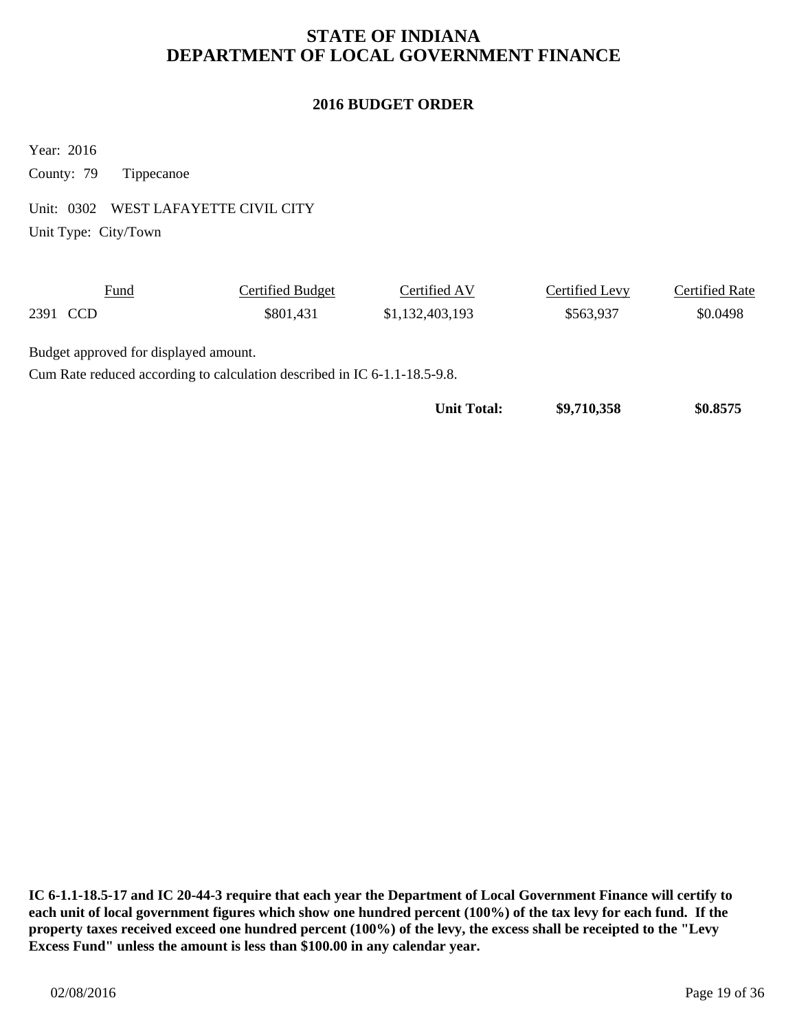# STATE OF INDIANA
# DEPARTMENT OF LOCAL GOVERNMENT FINANCE

## 2016 BUDGET ORDER

Year: 2016

County: 79 Tippecanoe

Unit: 0302 WEST LAFAYETTE CIVIL CITY

Unit Type: City/Town

| Fund | Certified Budget | Certified AV | Certified Levy | Certified Rate |
|---|---|---|---|---|
| 2391 CCD | $801,431 | $1,132,403,193 | $563,937 | $0.0498 |

Budget approved for displayed amount.

Cum Rate reduced according to calculation described in IC 6-1.1-18.5-9.8.

| | | | | |
|---|---|---|---|---|
| | | **Unit Total:** | **$9,710,358** | **$0.8575** |

**IC 6-1.1-18.5-17 and IC 20-44-3 require that each year the Department of Local Government Finance will certify to each unit of local government figures which show one hundred percent (100%) of the tax levy for each fund. If the property taxes received exceed one hundred percent (100%) of the levy, the excess shall be receipted to the "Levy Excess Fund" unless the amount is less than $100.00 in any calendar year.**

02/08/2016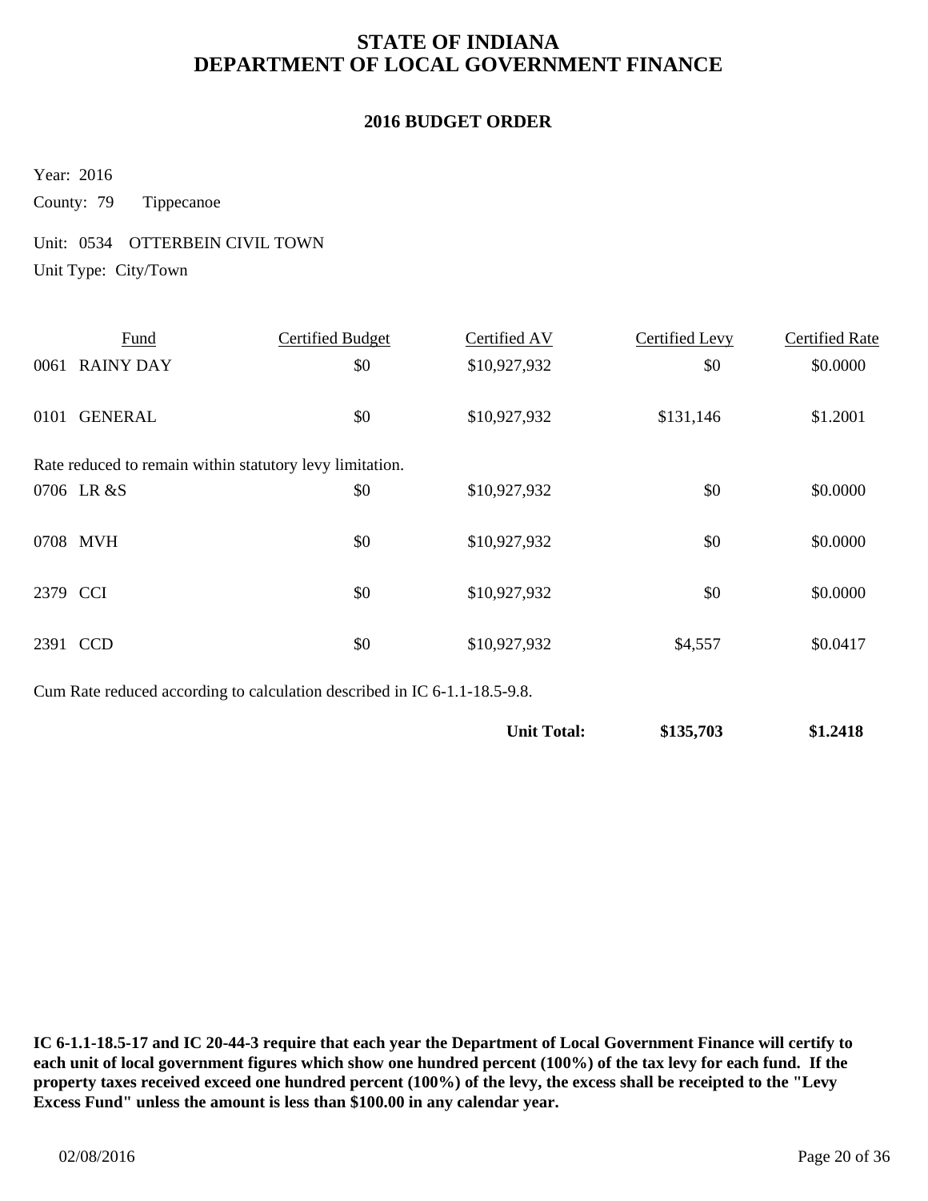# STATE OF INDIANA
# DEPARTMENT OF LOCAL GOVERNMENT FINANCE

## 2016 BUDGET ORDER

Year: 2016

County: 79 Tippecanoe

Unit: 0534 OTTERBEIN CIVIL TOWN

Unit Type: City/Town

| Fund | Certified Budget | Certified AV | Certified Levy | Certified Rate |
|---|---|---|---|---|
| 0061 RAINY DAY | $0 | $10,927,932 | $0 | $0.0000 |
| 0101 GENERAL | $0 | $10,927,932 | $131,146 | $1.2001 |
| Rate reduced to remain within statutory levy limitation. | | | | |
| 0706 LR &S | $0 | $10,927,932 | $0 | $0.0000 |
| 0708 MVH | $0 | $10,927,932 | $0 | $0.0000 |
| 2379 CCI | $0 | $10,927,932 | $0 | $0.0000 |
| 2391 CCD | $0 | $10,927,932 | $4,557 | $0.0417 |
| Cum Rate reduced according to calculation described in IC 6-1.1-18.5-9.8. | | | | |
| | | **Unit Total:** | **$135,703** | **$1.2418** |

**IC 6-1.1-18.5-17 and IC 20-44-3 require that each year the Department of Local Government Finance will certify to each unit of local government figures which show one hundred percent (100%) of the tax levy for each fund. If the property taxes received exceed one hundred percent (100%) of the levy, the excess shall be receipted to the "Levy Excess Fund" unless the amount is less than $100.00 in any calendar year.**

02/08/2016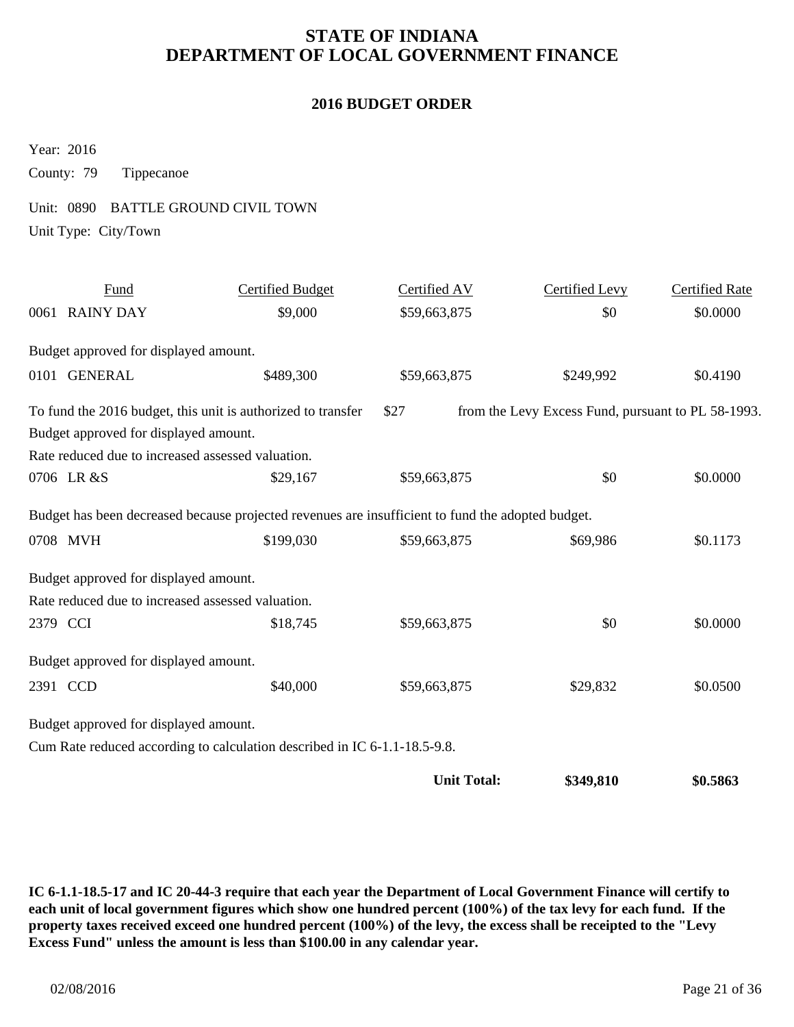# STATE OF INDIANA
# DEPARTMENT OF LOCAL GOVERNMENT FINANCE

## 2016 BUDGET ORDER

Year: 2016

County: 79 Tippecanoe

Unit: 0890 BATTLE GROUND CIVIL TOWN

Unit Type: City/Town

| Fund | Certified Budget | Certified AV | Certified Levy | Certified Rate |
|---|---|---|---|---|
| 0061 RAINY DAY | $9,000 | $59,663,875 | $0 | $0.0000 |

Budget approved for displayed amount.

| Fund | Certified Budget | Certified AV | Certified Levy | Certified Rate |
|---|---|---|---|---|
| 0101 GENERAL | $489,300 | $59,663,875 | $249,992 | $0.4190 |

To fund the 2016 budget, this unit is authorized to transfer $27 from the Levy Excess Fund, pursuant to PL 58-1993.

Budget approved for displayed amount.

Rate reduced due to increased assessed valuation.

| Fund | Certified Budget | Certified AV | Certified Levy | Certified Rate |
|---|---|---|---|---|
| 0706 LR &S | $29,167 | $59,663,875 | $0 | $0.0000 |

Budget has been decreased because projected revenues are insufficient to fund the adopted budget.

| Fund | Certified Budget | Certified AV | Certified Levy | Certified Rate |
|---|---|---|---|---|
| 0708 MVH | $199,030 | $59,663,875 | $69,986 | $0.1173 |

Budget approved for displayed amount.

Rate reduced due to increased assessed valuation.

| Fund | Certified Budget | Certified AV | Certified Levy | Certified Rate |
|---|---|---|---|---|
| 2379 CCI | $18,745 | $59,663,875 | $0 | $0.0000 |

Budget approved for displayed amount.

| Fund | Certified Budget | Certified AV | Certified Levy | Certified Rate |
|---|---|---|---|---|
| 2391 CCD | $40,000 | $59,663,875 | $29,832 | $0.0500 |

Budget approved for displayed amount.

Cum Rate reduced according to calculation described in IC 6-1.1-18.5-9.8.

| | | | Certified Levy | Certified Rate |
|---|---|---|---|---|
| | | **Unit Total:** | **$349,810** | **$0.5863** |

**IC 6-1.1-18.5-17 and IC 20-44-3 require that each year the Department of Local Government Finance will certify to each unit of local government figures which show one hundred percent (100%) of the tax levy for each fund. If the property taxes received exceed one hundred percent (100%) of the levy, the excess shall be receipted to the "Levy Excess Fund" unless the amount is less than $100.00 in any calendar year.**

02/08/2016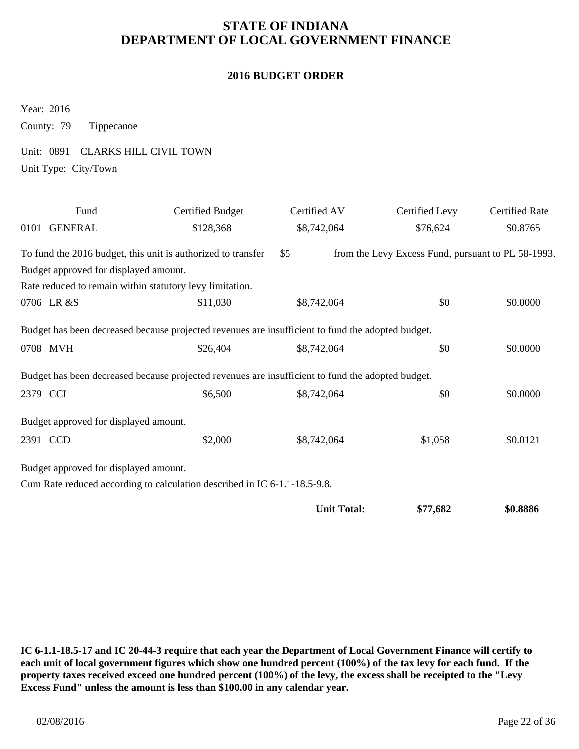# STATE OF INDIANA
# DEPARTMENT OF LOCAL GOVERNMENT FINANCE

## 2016 BUDGET ORDER

Year: 2016

County: 79 Tippecanoe

Unit: 0891 CLARKS HILL CIVIL TOWN

Unit Type: City/Town

| Fund | Certified Budget | Certified AV | Certified Levy | Certified Rate |
|---|---|---|---|---|
| 0101 GENERAL | $128,368 | $8,742,064 | $76,624 | $0.8765 |

To fund the 2016 budget, this unit is authorized to transfer $5 from the Levy Excess Fund, pursuant to PL 58-1993.

Budget approved for displayed amount.

Rate reduced to remain within statutory levy limitation.

| Fund | Certified Budget | Certified AV | Certified Levy | Certified Rate |
|---|---|---|---|---|
| 0706 LR &S | $11,030 | $8,742,064 | $0 | $0.0000 |

Budget has been decreased because projected revenues are insufficient to fund the adopted budget.

| Fund | Certified Budget | Certified AV | Certified Levy | Certified Rate |
|---|---|---|---|---|
| 0708 MVH | $26,404 | $8,742,064 | $0 | $0.0000 |

Budget has been decreased because projected revenues are insufficient to fund the adopted budget.

| Fund | Certified Budget | Certified AV | Certified Levy | Certified Rate |
|---|---|---|---|---|
| 2379 CCI | $6,500 | $8,742,064 | $0 | $0.0000 |

Budget approved for displayed amount.

| Fund | Certified Budget | Certified AV | Certified Levy | Certified Rate |
|---|---|---|---|---|
| 2391 CCD | $2,000 | $8,742,064 | $1,058 | $0.0121 |

Budget approved for displayed amount.

Cum Rate reduced according to calculation described in IC 6-1.1-18.5-9.8.

| | | | Certified Levy | Certified Rate |
|---|---|---|---|---|
| | | **Unit Total:** | **$77,682** | **$0.8886** |

**IC 6-1.1-18.5-17 and IC 20-44-3 require that each year the Department of Local Government Finance will certify to each unit of local government figures which show one hundred percent (100%) of the tax levy for each fund. If the property taxes received exceed one hundred percent (100%) of the levy, the excess shall be receipted to the "Levy Excess Fund" unless the amount is less than $100.00 in any calendar year.**

02/08/2016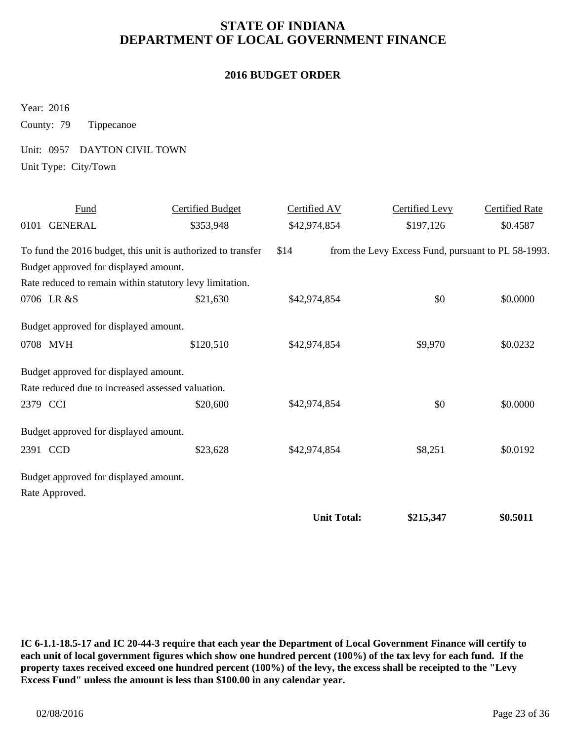# STATE OF INDIANA
# DEPARTMENT OF LOCAL GOVERNMENT FINANCE

## 2016 BUDGET ORDER

Year: 2016

County: 79 Tippecanoe

Unit: 0957 DAYTON CIVIL TOWN

Unit Type: City/Town

| Fund | Certified Budget | Certified AV | Certified Levy | Certified Rate |
|---|---|---|---|---|
| 0101 GENERAL | $353,948 | $42,974,854 | $197,126 | $0.4587 |
| To fund the 2016 budget, this unit is authorized to transfer $14 from the Levy Excess Fund, pursuant to PL 58-1993. | | | | |
| Budget approved for displayed amount. | | | | |
| Rate reduced to remain within statutory levy limitation. | | | | |
| 0706 LR &S | $21,630 | $42,974,854 | $0 | $0.0000 |
| Budget approved for displayed amount. | | | | |
| 0708 MVH | $120,510 | $42,974,854 | $9,970 | $0.0232 |
| Budget approved for displayed amount. | | | | |
| Rate reduced due to increased assessed valuation. | | | | |
| 2379 CCI | $20,600 | $42,974,854 | $0 | $0.0000 |
| Budget approved for displayed amount. | | | | |
| 2391 CCD | $23,628 | $42,974,854 | $8,251 | $0.0192 |
| Budget approved for displayed amount. | | | | |
| Rate Approved. | | | | |
| | | **Unit Total:** | **$215,347** | **$0.5011** |

**IC 6-1.1-18.5-17 and IC 20-44-3 require that each year the Department of Local Government Finance will certify to each unit of local government figures which show one hundred percent (100%) of the tax levy for each fund. If the property taxes received exceed one hundred percent (100%) of the levy, the excess shall be receipted to the "Levy Excess Fund" unless the amount is less than $100.00 in any calendar year.**

02/08/2016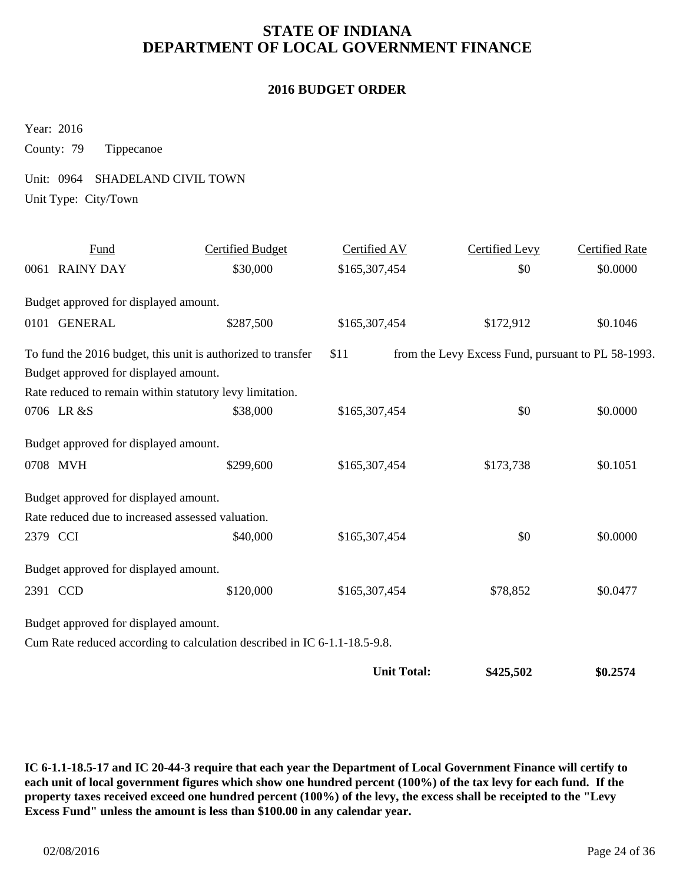# STATE OF INDIANA
# DEPARTMENT OF LOCAL GOVERNMENT FINANCE

## 2016 BUDGET ORDER

Year: 2016

County: 79 Tippecanoe

Unit: 0964 SHADELAND CIVIL TOWN

Unit Type: City/Town

| Fund | Certified Budget | Certified AV | Certified Levy | Certified Rate |
|---|---|---|---|---|
| 0061 RAINY DAY | $30,000 | $165,307,454 | $0 | $0.0000 |
| Budget approved for displayed amount. | | | | |
| 0101 GENERAL | $287,500 | $165,307,454 | $172,912 | $0.1046 |
| To fund the 2016 budget, this unit is authorized to transfer $11 from the Levy Excess Fund, pursuant to PL 58-1993. | | | | |
| Budget approved for displayed amount. | | | | |
| Rate reduced to remain within statutory levy limitation. | | | | |
| 0706 LR &S | $38,000 | $165,307,454 | $0 | $0.0000 |
| Budget approved for displayed amount. | | | | |
| 0708 MVH | $299,600 | $165,307,454 | $173,738 | $0.1051 |
| Budget approved for displayed amount. | | | | |
| Rate reduced due to increased assessed valuation. | | | | |
| 2379 CCI | $40,000 | $165,307,454 | $0 | $0.0000 |
| Budget approved for displayed amount. | | | | |
| 2391 CCD | $120,000 | $165,307,454 | $78,852 | $0.0477 |
| Budget approved for displayed amount. | | | | |
| Cum Rate reduced according to calculation described in IC 6-1.1-18.5-9.8. | | | | |
| | | **Unit Total:** | **$425,502** | **$0.2574** |

**IC 6-1.1-18.5-17 and IC 20-44-3 require that each year the Department of Local Government Finance will certify to each unit of local government figures which show one hundred percent (100%) of the tax levy for each fund. If the property taxes received exceed one hundred percent (100%) of the levy, the excess shall be receipted to the "Levy Excess Fund" unless the amount is less than $100.00 in any calendar year.**

02/08/2016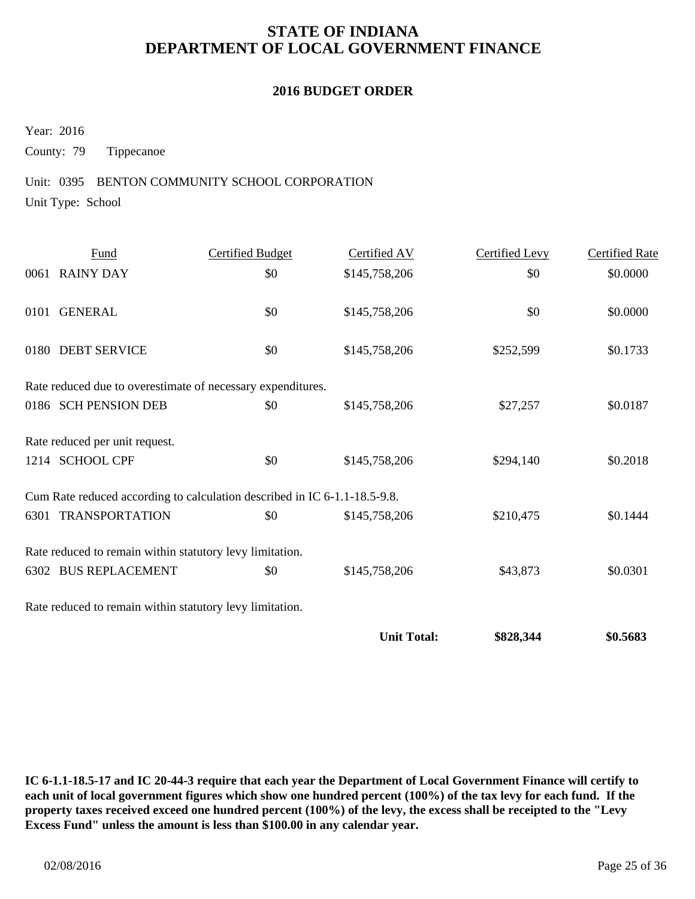# STATE OF INDIANA
# DEPARTMENT OF LOCAL GOVERNMENT FINANCE

## 2016 BUDGET ORDER

Year: 2016

County: 79 Tippecanoe

Unit: 0395 BENTON COMMUNITY SCHOOL CORPORATION

Unit Type: School

| Fund | Certified Budget | Certified AV | Certified Levy | Certified Rate |
|---|---|---|---|---|
| 0061 RAINY DAY | $0 | $145,758,206 | $0 | $0.0000 |
| 0101 GENERAL | $0 | $145,758,206 | $0 | $0.0000 |
| 0180 DEBT SERVICE | $0 | $145,758,206 | $252,599 | $0.1733 |
| Rate reduced due to overestimate of necessary expenditures. | | | | |
| 0186 SCH PENSION DEB | $0 | $145,758,206 | $27,257 | $0.0187 |
| Rate reduced per unit request. | | | | |
| 1214 SCHOOL CPF | $0 | $145,758,206 | $294,140 | $0.2018 |
| Cum Rate reduced according to calculation described in IC 6-1.1-18.5-9.8. | | | | |
| 6301 TRANSPORTATION | $0 | $145,758,206 | $210,475 | $0.1444 |
| Rate reduced to remain within statutory levy limitation. | | | | |
| 6302 BUS REPLACEMENT | $0 | $145,758,206 | $43,873 | $0.0301 |
| Rate reduced to remain within statutory levy limitation. | | | | |
| | | **Unit Total:** | **$828,344** | **$0.5683** |

**IC 6-1.1-18.5-17 and IC 20-44-3 require that each year the Department of Local Government Finance will certify to each unit of local government figures which show one hundred percent (100%) of the tax levy for each fund. If the property taxes received exceed one hundred percent (100%) of the levy, the excess shall be receipted to the "Levy Excess Fund" unless the amount is less than $100.00 in any calendar year.**

02/08/2016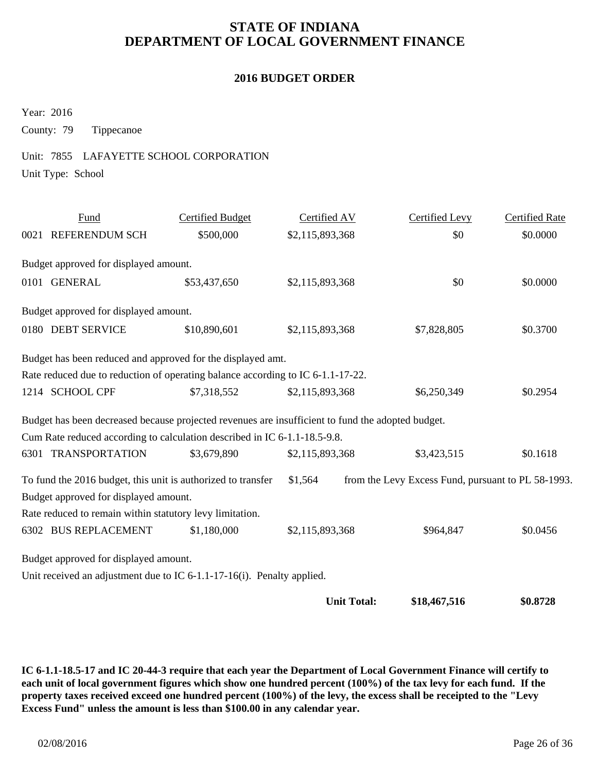# STATE OF INDIANA
# DEPARTMENT OF LOCAL GOVERNMENT FINANCE

## 2016 BUDGET ORDER

Year: 2016

County: 79 Tippecanoe

Unit: 7855 LAFAYETTE SCHOOL CORPORATION

Unit Type: School

| Fund | Certified Budget | Certified AV | Certified Levy | Certified Rate |
|---|---|---|---|---|
| 0021 REFERENDUM SCH | $500,000 | $2,115,893,368 | $0 | $0.0000 |
| Budget approved for displayed amount. | | | | |
| 0101 GENERAL | $53,437,650 | $2,115,893,368 | $0 | $0.0000 |
| Budget approved for displayed amount. | | | | |
| 0180 DEBT SERVICE | $10,890,601 | $2,115,893,368 | $7,828,805 | $0.3700 |
| Budget has been reduced and approved for the displayed amt. | | | | |
| Rate reduced due to reduction of operating balance according to IC 6-1.1-17-22. | | | | |
| 1214 SCHOOL CPF | $7,318,552 | $2,115,893,368 | $6,250,349 | $0.2954 |
| Budget has been decreased because projected revenues are insufficient to fund the adopted budget. | | | | |
| Cum Rate reduced according to calculation described in IC 6-1.1-18.5-9.8. | | | | |
| 6301 TRANSPORTATION | $3,679,890 | $2,115,893,368 | $3,423,515 | $0.1618 |
| To fund the 2016 budget, this unit is authorized to transfer $1,564 from the Levy Excess Fund, pursuant to PL 58-1993. | | | | |
| Budget approved for displayed amount. | | | | |
| Rate reduced to remain within statutory levy limitation. | | | | |
| 6302 BUS REPLACEMENT | $1,180,000 | $2,115,893,368 | $964,847 | $0.0456 |
| Budget approved for displayed amount. | | | | |
| Unit received an adjustment due to IC 6-1.1-17-16(i). Penalty applied. | | | | |
| | | **Unit Total:** | **$18,467,516** | **$0.8728** |

**IC 6-1.1-18.5-17 and IC 20-44-3 require that each year the Department of Local Government Finance will certify to each unit of local government figures which show one hundred percent (100%) of the tax levy for each fund. If the property taxes received exceed one hundred percent (100%) of the levy, the excess shall be receipted to the "Levy Excess Fund" unless the amount is less than $100.00 in any calendar year.**

02/08/2016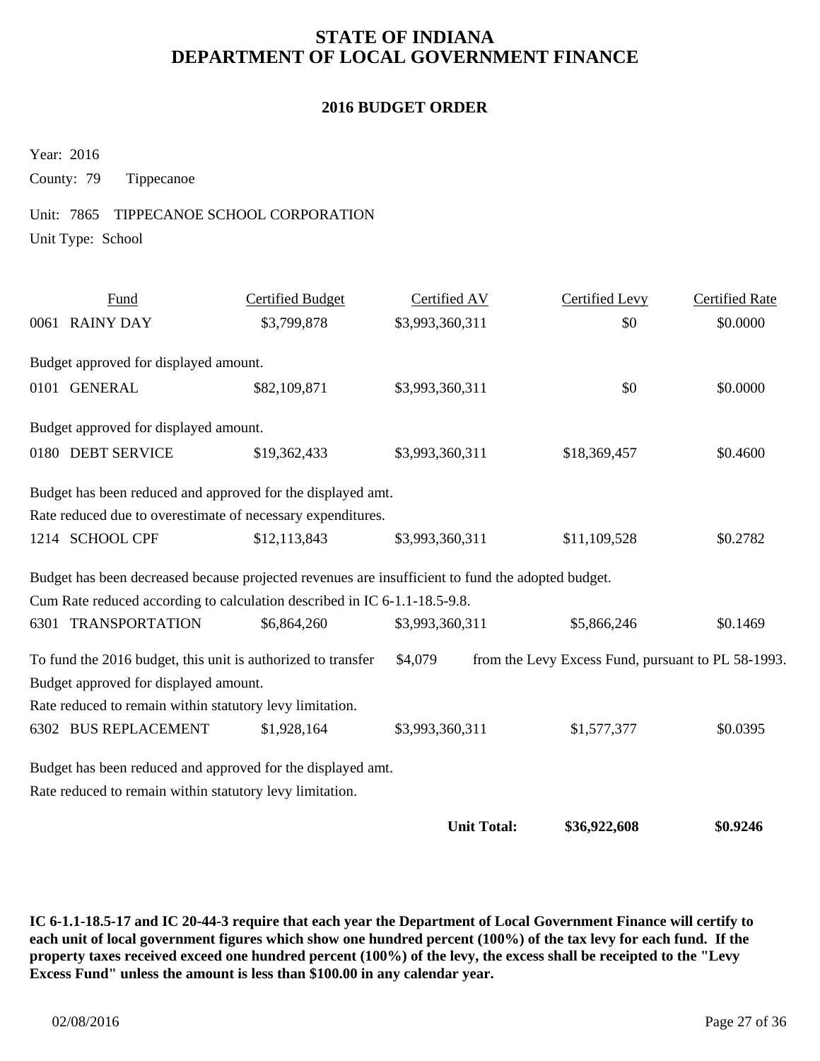# STATE OF INDIANA
# DEPARTMENT OF LOCAL GOVERNMENT FINANCE

## 2016 BUDGET ORDER

Year: 2016

County: 79 Tippecanoe

Unit: 7865 TIPPECANOE SCHOOL CORPORATION

Unit Type: School

| Fund | Certified Budget | Certified AV | Certified Levy | Certified Rate |
|---|---|---|---|---|
| 0061 RAINY DAY | $3,799,878 | $3,993,360,311 | $0 | $0.0000 |

Budget approved for displayed amount.

| Fund | Certified Budget | Certified AV | Certified Levy | Certified Rate |
|---|---|---|---|---|
| 0101 GENERAL | $82,109,871 | $3,993,360,311 | $0 | $0.0000 |

Budget approved for displayed amount.

| Fund | Certified Budget | Certified AV | Certified Levy | Certified Rate |
|---|---|---|---|---|
| 0180 DEBT SERVICE | $19,362,433 | $3,993,360,311 | $18,369,457 | $0.4600 |

Budget has been reduced and approved for the displayed amt.

Rate reduced due to overestimate of necessary expenditures.

| Fund | Certified Budget | Certified AV | Certified Levy | Certified Rate |
|---|---|---|---|---|
| 1214 SCHOOL CPF | $12,113,843 | $3,993,360,311 | $11,109,528 | $0.2782 |

Budget has been decreased because projected revenues are insufficient to fund the adopted budget.

Cum Rate reduced according to calculation described in IC 6-1.1-18.5-9.8.

| Fund | Certified Budget | Certified AV | Certified Levy | Certified Rate |
|---|---|---|---|---|
| 6301 TRANSPORTATION | $6,864,260 | $3,993,360,311 | $5,866,246 | $0.1469 |

To fund the 2016 budget, this unit is authorized to transfer $4,079 from the Levy Excess Fund, pursuant to PL 58-1993.

Budget approved for displayed amount.

Rate reduced to remain within statutory levy limitation.

| Fund | Certified Budget | Certified AV | Certified Levy | Certified Rate |
|---|---|---|---|---|
| 6302 BUS REPLACEMENT | $1,928,164 | $3,993,360,311 | $1,577,377 | $0.0395 |

Budget has been reduced and approved for the displayed amt.

Rate reduced to remain within statutory levy limitation.

| | | | | |
|---|---|---|---|---|
| | | **Unit Total:** | **$36,922,608** | **$0.9246** |

**IC 6-1.1-18.5-17 and IC 20-44-3 require that each year the Department of Local Government Finance will certify to each unit of local government figures which show one hundred percent (100%) of the tax levy for each fund. If the property taxes received exceed one hundred percent (100%) of the levy, the excess shall be receipted to the "Levy Excess Fund" unless the amount is less than $100.00 in any calendar year.**

02/08/2016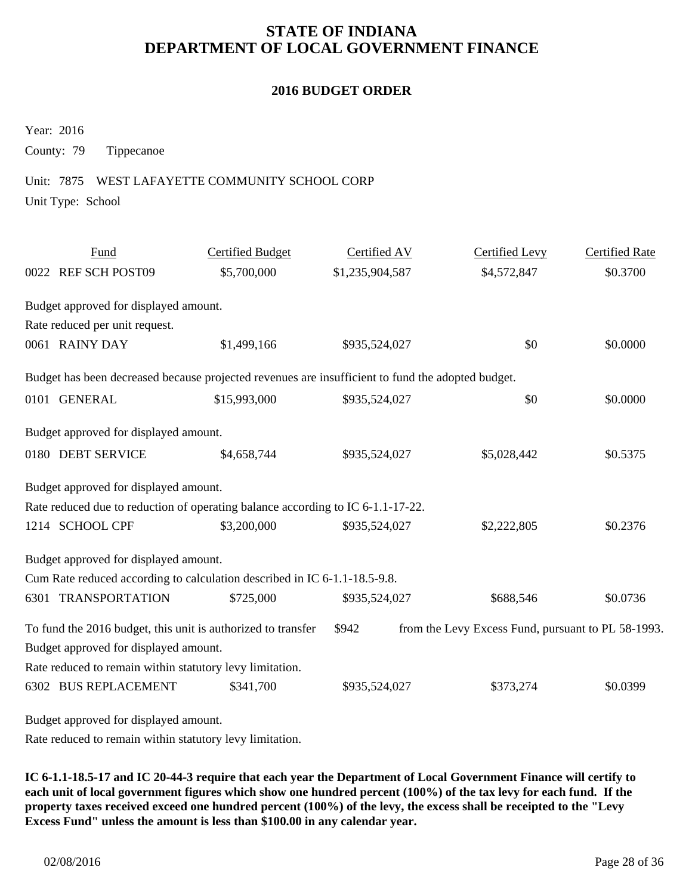# STATE OF INDIANA
# DEPARTMENT OF LOCAL GOVERNMENT FINANCE

## 2016 BUDGET ORDER

Year: 2016

County: 79 Tippecanoe

Unit: 7875 WEST LAFAYETTE COMMUNITY SCHOOL CORP

Unit Type: School

| Fund | Certified Budget | Certified AV | Certified Levy | Certified Rate |
|---|---|---|---|---|
| 0022 REF SCH POST09 | $5,700,000 | $1,235,904,587 | $4,572,847 | $0.3700 |

Budget approved for displayed amount.

Rate reduced per unit request.

| Fund | Certified Budget | Certified AV | Certified Levy | Certified Rate |
|---|---|---|---|---|
| 0061 RAINY DAY | $1,499,166 | $935,524,027 | $0 | $0.0000 |

Budget has been decreased because projected revenues are insufficient to fund the adopted budget.

| Fund | Certified Budget | Certified AV | Certified Levy | Certified Rate |
|---|---|---|---|---|
| 0101 GENERAL | $15,993,000 | $935,524,027 | $0 | $0.0000 |

Budget approved for displayed amount.

| Fund | Certified Budget | Certified AV | Certified Levy | Certified Rate |
|---|---|---|---|---|
| 0180 DEBT SERVICE | $4,658,744 | $935,524,027 | $5,028,442 | $0.5375 |

Budget approved for displayed amount.

Rate reduced due to reduction of operating balance according to IC 6-1.1-17-22.

| Fund | Certified Budget | Certified AV | Certified Levy | Certified Rate |
|---|---|---|---|---|
| 1214 SCHOOL CPF | $3,200,000 | $935,524,027 | $2,222,805 | $0.2376 |

Budget approved for displayed amount.

Cum Rate reduced according to calculation described in IC 6-1.1-18.5-9.8.

| Fund | Certified Budget | Certified AV | Certified Levy | Certified Rate |
|---|---|---|---|---|
| 6301 TRANSPORTATION | $725,000 | $935,524,027 | $688,546 | $0.0736 |

To fund the 2016 budget, this unit is authorized to transfer $942 from the Levy Excess Fund, pursuant to PL 58-1993.

Budget approved for displayed amount.

Rate reduced to remain within statutory levy limitation.

| Fund | Certified Budget | Certified AV | Certified Levy | Certified Rate |
|---|---|---|---|---|
| 6302 BUS REPLACEMENT | $341,700 | $935,524,027 | $373,274 | $0.0399 |

Budget approved for displayed amount.

Rate reduced to remain within statutory levy limitation.

**IC 6-1.1-18.5-17 and IC 20-44-3 require that each year the Department of Local Government Finance will certify to each unit of local government figures which show one hundred percent (100%) of the tax levy for each fund. If the property taxes received exceed one hundred percent (100%) of the levy, the excess shall be receipted to the "Levy Excess Fund" unless the amount is less than $100.00 in any calendar year.**

02/08/2016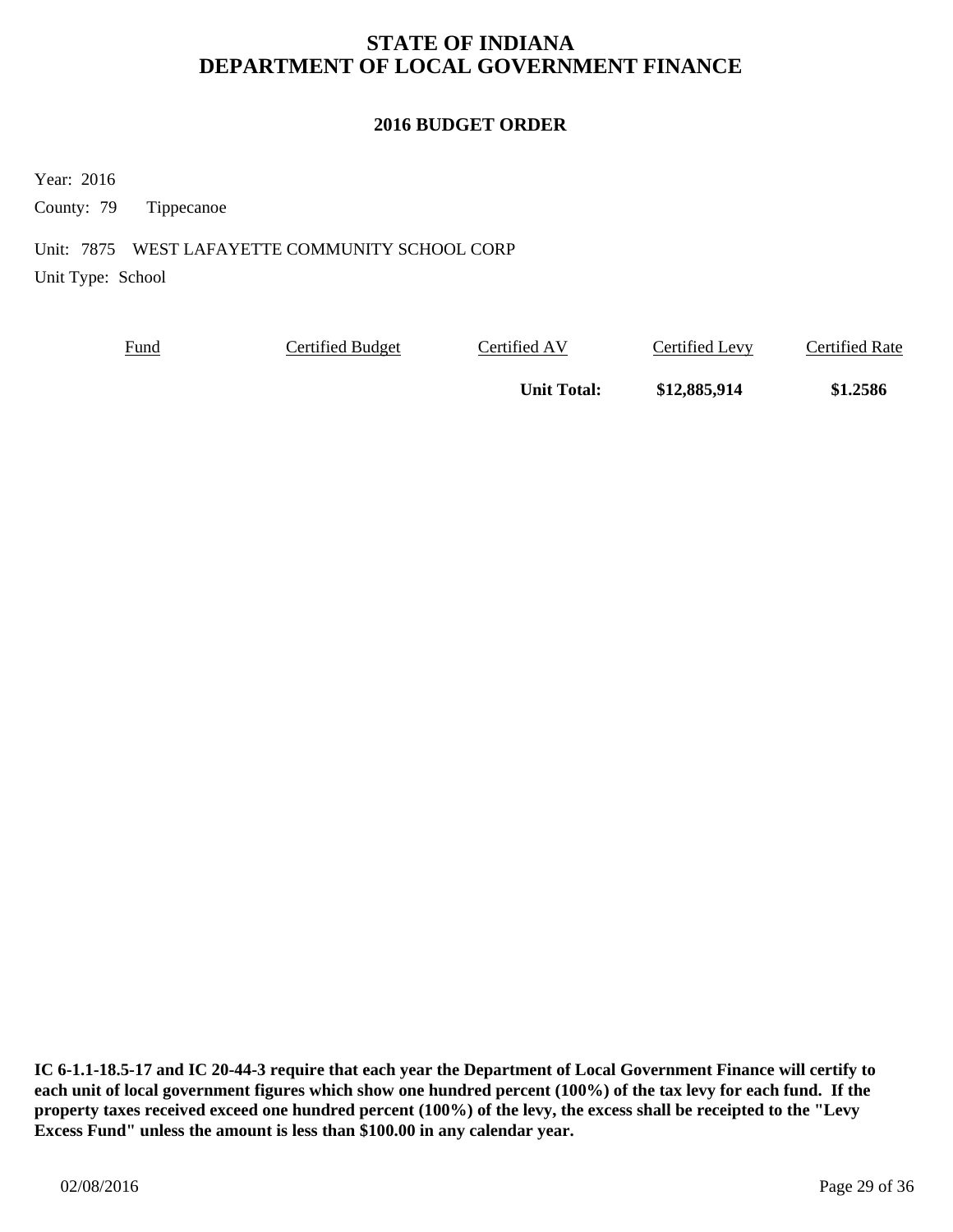# STATE OF INDIANA
# DEPARTMENT OF LOCAL GOVERNMENT FINANCE

## 2016 BUDGET ORDER

Year: 2016

County: 79 Tippecanoe

Unit: 7875 WEST LAFAYETTE COMMUNITY SCHOOL CORP

Unit Type: School

| Fund | Certified Budget | Certified AV | Certified Levy | Certified Rate |
|---|---|---|---|---|
| | | **Unit Total:** | **$12,885,914** | **$1.2586** |

**IC 6-1.1-18.5-17 and IC 20-44-3 require that each year the Department of Local Government Finance will certify to each unit of local government figures which show one hundred percent (100%) of the tax levy for each fund. If the property taxes received exceed one hundred percent (100%) of the levy, the excess shall be receipted to the "Levy Excess Fund" unless the amount is less than $100.00 in any calendar year.**

02/08/2016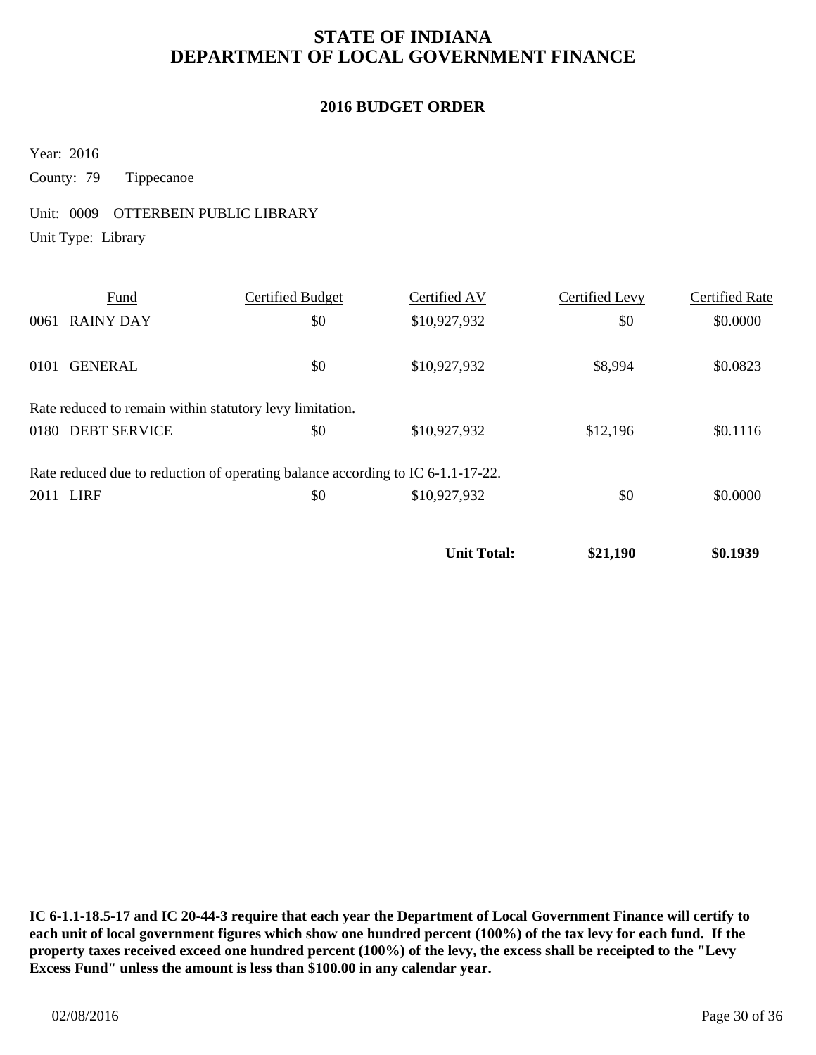# STATE OF INDIANA
# DEPARTMENT OF LOCAL GOVERNMENT FINANCE

## 2016 BUDGET ORDER

Year: 2016

County: 79 Tippecanoe

Unit: 0009 OTTERBEIN PUBLIC LIBRARY

Unit Type: Library

| Fund | Certified Budget | Certified AV | Certified Levy | Certified Rate |
|---|---|---|---|---|
| 0061 RAINY DAY | $0 | $10,927,932 | $0 | $0.0000 |
| 0101 GENERAL | $0 | $10,927,932 | $8,994 | $0.0823 |
| Rate reduced to remain within statutory levy limitation. | | | | |
| 0180 DEBT SERVICE | $0 | $10,927,932 | $12,196 | $0.1116 |
| Rate reduced due to reduction of operating balance according to IC 6-1.1-17-22. | | | | |
| 2011 LIRF | $0 | $10,927,932 | $0 | $0.0000 |
| | | **Unit Total:** | **$21,190** | **$0.1939** |

**IC 6-1.1-18.5-17 and IC 20-44-3 require that each year the Department of Local Government Finance will certify to each unit of local government figures which show one hundred percent (100%) of the tax levy for each fund. If the property taxes received exceed one hundred percent (100%) of the levy, the excess shall be receipted to the "Levy Excess Fund" unless the amount is less than $100.00 in any calendar year.**

02/08/2016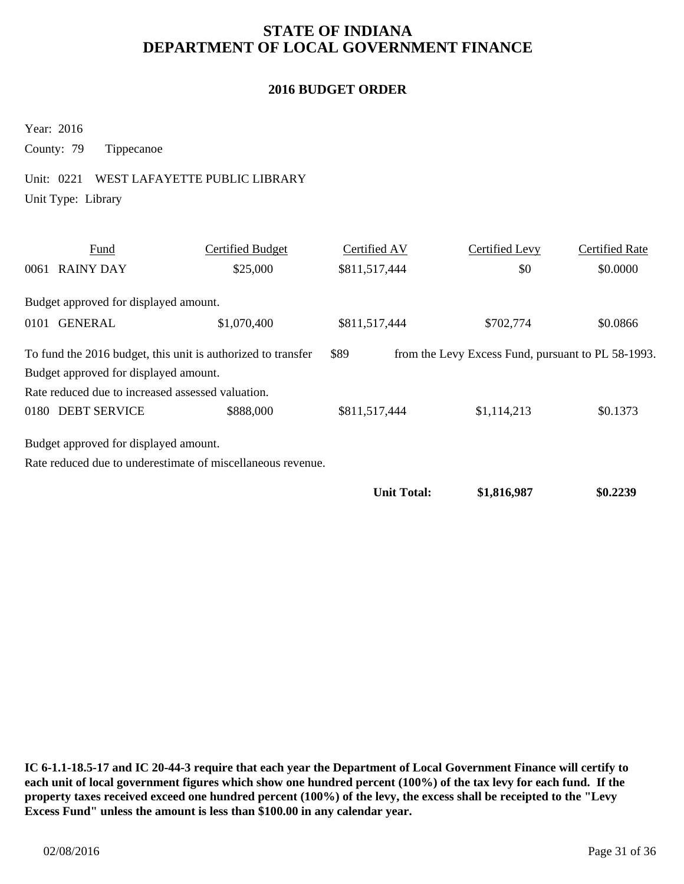# STATE OF INDIANA
# DEPARTMENT OF LOCAL GOVERNMENT FINANCE

## 2016 BUDGET ORDER

Year: 2016

County: 79 Tippecanoe

Unit: 0221 WEST LAFAYETTE PUBLIC LIBRARY

Unit Type: Library

| Fund | Certified Budget | Certified AV | Certified Levy | Certified Rate |
|---|---|---|---|---|
| 0061 RAINY DAY | $25,000 | $811,517,444 | $0 | $0.0000 |

Budget approved for displayed amount.

| Fund | Certified Budget | Certified AV | Certified Levy | Certified Rate |
|---|---|---|---|---|
| 0101 GENERAL | $1,070,400 | $811,517,444 | $702,774 | $0.0866 |

To fund the 2016 budget, this unit is authorized to transfer $89 from the Levy Excess Fund, pursuant to PL 58-1993.

Budget approved for displayed amount.

Rate reduced due to increased assessed valuation.

| Fund | Certified Budget | Certified AV | Certified Levy | Certified Rate |
|---|---|---|---|---|
| 0180 DEBT SERVICE | $888,000 | $811,517,444 | $1,114,213 | $0.1373 |

Budget approved for displayed amount.

Rate reduced due to underestimate of miscellaneous revenue.

| | | | Certified Levy | Certified Rate |
|---|---|---|---|---|
| | | **Unit Total:** | **$1,816,987** | **$0.2239** |

**IC 6-1.1-18.5-17 and IC 20-44-3 require that each year the Department of Local Government Finance will certify to each unit of local government figures which show one hundred percent (100%) of the tax levy for each fund. If the property taxes received exceed one hundred percent (100%) of the levy, the excess shall be receipted to the "Levy Excess Fund" unless the amount is less than $100.00 in any calendar year.**

02/08/2016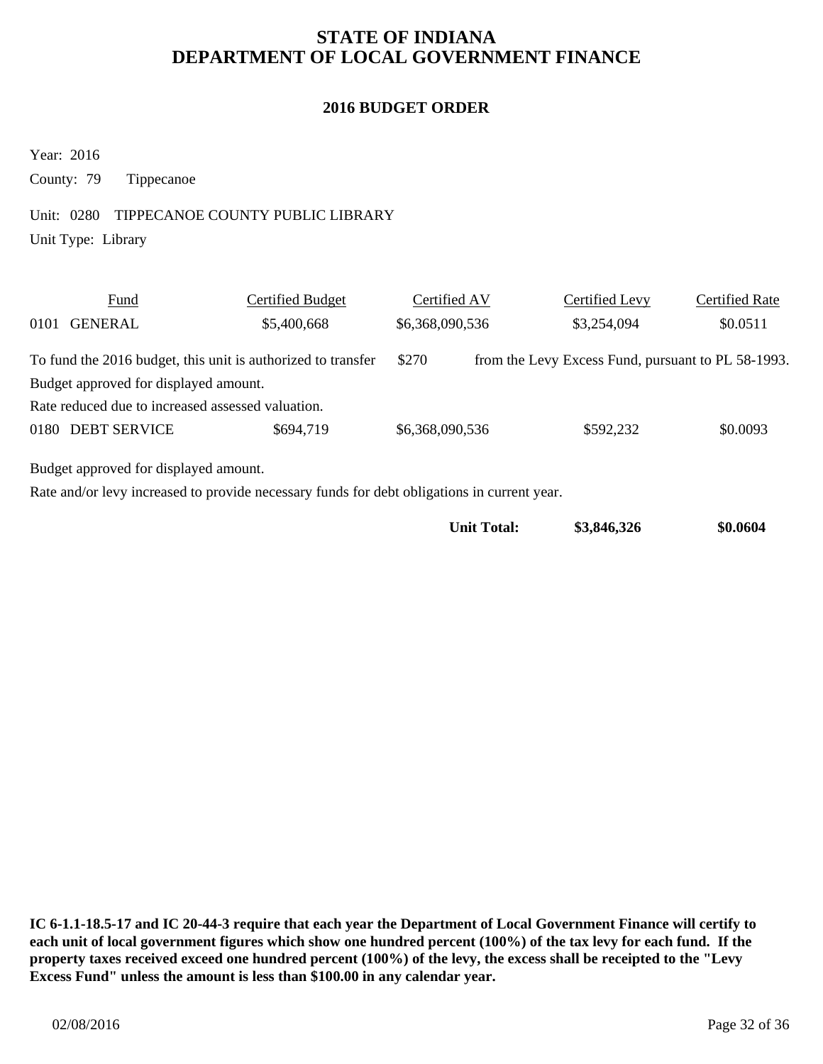# STATE OF INDIANA
# DEPARTMENT OF LOCAL GOVERNMENT FINANCE

## 2016 BUDGET ORDER

Year: 2016

County: 79 Tippecanoe

Unit: 0280 TIPPECANOE COUNTY PUBLIC LIBRARY

Unit Type: Library

| Fund | Certified Budget | Certified AV | Certified Levy | Certified Rate |
|---|---|---|---|---|
| 0101 GENERAL | $5,400,668 | $6,368,090,536 | $3,254,094 | $0.0511 |

To fund the 2016 budget, this unit is authorized to transfer $270 from the Levy Excess Fund, pursuant to PL 58-1993.

Budget approved for displayed amount.

Rate reduced due to increased assessed valuation.

| Fund | Certified Budget | Certified AV | Certified Levy | Certified Rate |
|---|---|---|---|---|
| 0180 DEBT SERVICE | $694,719 | $6,368,090,536 | $592,232 | $0.0093 |

Budget approved for displayed amount.

Rate and/or levy increased to provide necessary funds for debt obligations in current year.

| | | | Certified Levy | Certified Rate |
|---|---|---|---|---|
| | | **Unit Total:** | **$3,846,326** | **$0.0604** |

**IC 6-1.1-18.5-17 and IC 20-44-3 require that each year the Department of Local Government Finance will certify to each unit of local government figures which show one hundred percent (100%) of the tax levy for each fund. If the property taxes received exceed one hundred percent (100%) of the levy, the excess shall be receipted to the "Levy Excess Fund" unless the amount is less than $100.00 in any calendar year.**

02/08/2016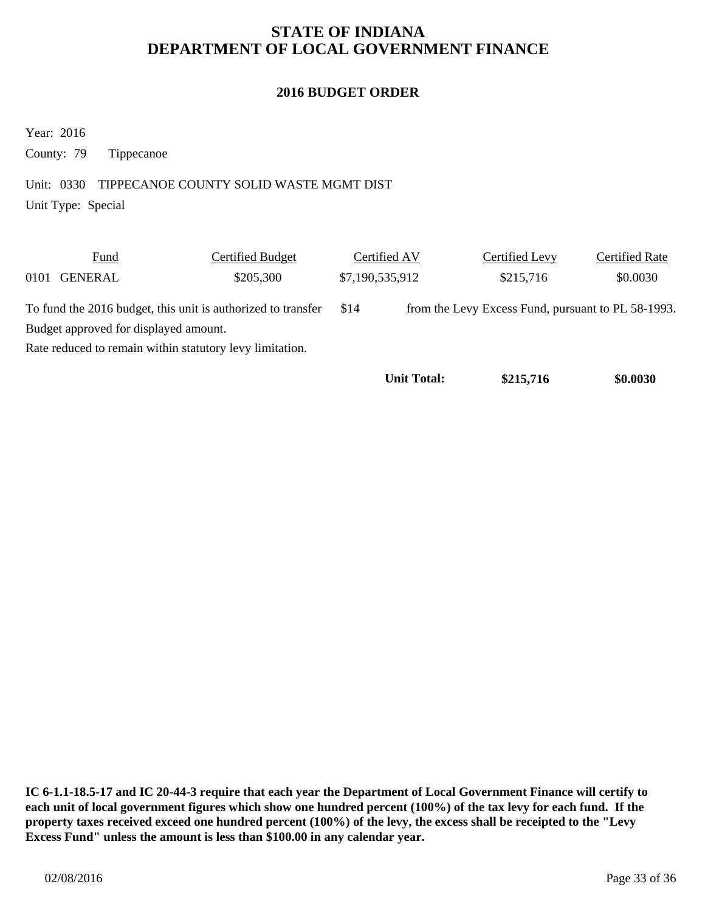# STATE OF INDIANA
# DEPARTMENT OF LOCAL GOVERNMENT FINANCE

## 2016 BUDGET ORDER

Year: 2016

County: 79 Tippecanoe

Unit: 0330 TIPPECANOE COUNTY SOLID WASTE MGMT DIST

Unit Type: Special

| Fund | Certified Budget | Certified AV | Certified Levy | Certified Rate |
|---|---|---|---|---|
| 0101 GENERAL | $205,300 | $7,190,535,912 | $215,716 | $0.0030 |

To fund the 2016 budget, this unit is authorized to transfer $14 from the Levy Excess Fund, pursuant to PL 58-1993.

Budget approved for displayed amount.

Rate reduced to remain within statutory levy limitation.

| | | | Certified Levy | Certified Rate |
|---|---|---|---|---|
| | | **Unit Total:** | **$215,716** | **$0.0030** |

**IC 6-1.1-18.5-17 and IC 20-44-3 require that each year the Department of Local Government Finance will certify to each unit of local government figures which show one hundred percent (100%) of the tax levy for each fund. If the property taxes received exceed one hundred percent (100%) of the levy, the excess shall be receipted to the "Levy Excess Fund" unless the amount is less than $100.00 in any calendar year.**

02/08/2016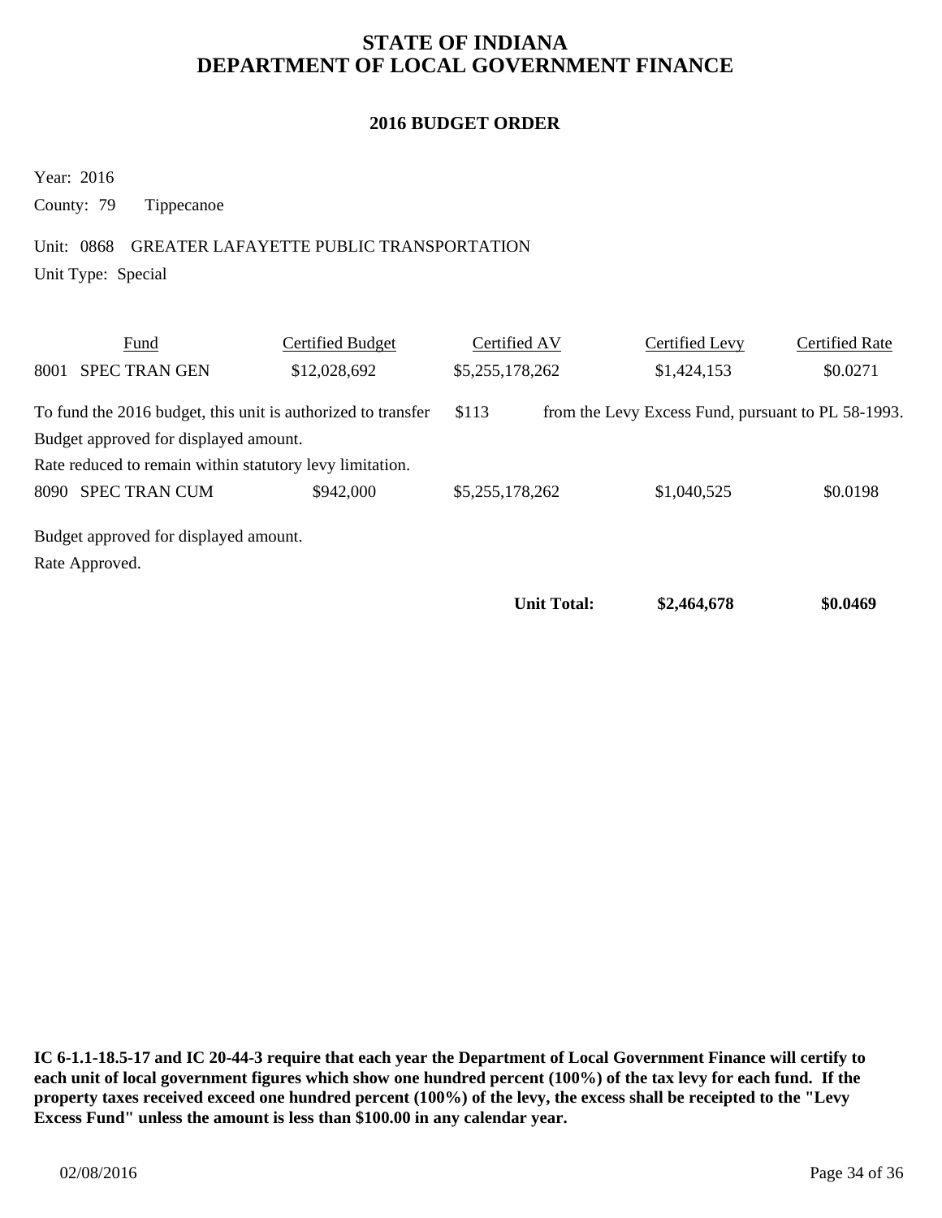# STATE OF INDIANA
# DEPARTMENT OF LOCAL GOVERNMENT FINANCE

## 2016 BUDGET ORDER

Year: 2016

County: 79 Tippecanoe

Unit: 0868 GREATER LAFAYETTE PUBLIC TRANSPORTATION

Unit Type: Special

| Fund | Certified Budget | Certified AV | Certified Levy | Certified Rate |
|---|---|---|---|---|
| 8001 SPEC TRAN GEN | $12,028,692 | $5,255,178,262 | $1,424,153 | $0.0271 |

To fund the 2016 budget, this unit is authorized to transfer $113 from the Levy Excess Fund, pursuant to PL 58-1993.

Budget approved for displayed amount.

Rate reduced to remain within statutory levy limitation.

| Fund | Certified Budget | Certified AV | Certified Levy | Certified Rate |
|---|---|---|---|---|
| 8090 SPEC TRAN CUM | $942,000 | $5,255,178,262 | $1,040,525 | $0.0198 |

Budget approved for displayed amount.

Rate Approved.

| | | **Unit Total:** | **$2,464,678** | **$0.0469** |
|---|---|---|---|---|

**IC 6-1.1-18.5-17 and IC 20-44-3 require that each year the Department of Local Government Finance will certify to each unit of local government figures which show one hundred percent (100%) of the tax levy for each fund. If the property taxes received exceed one hundred percent (100%) of the levy, the excess shall be receipted to the "Levy Excess Fund" unless the amount is less than $100.00 in any calendar year.**

02/08/2016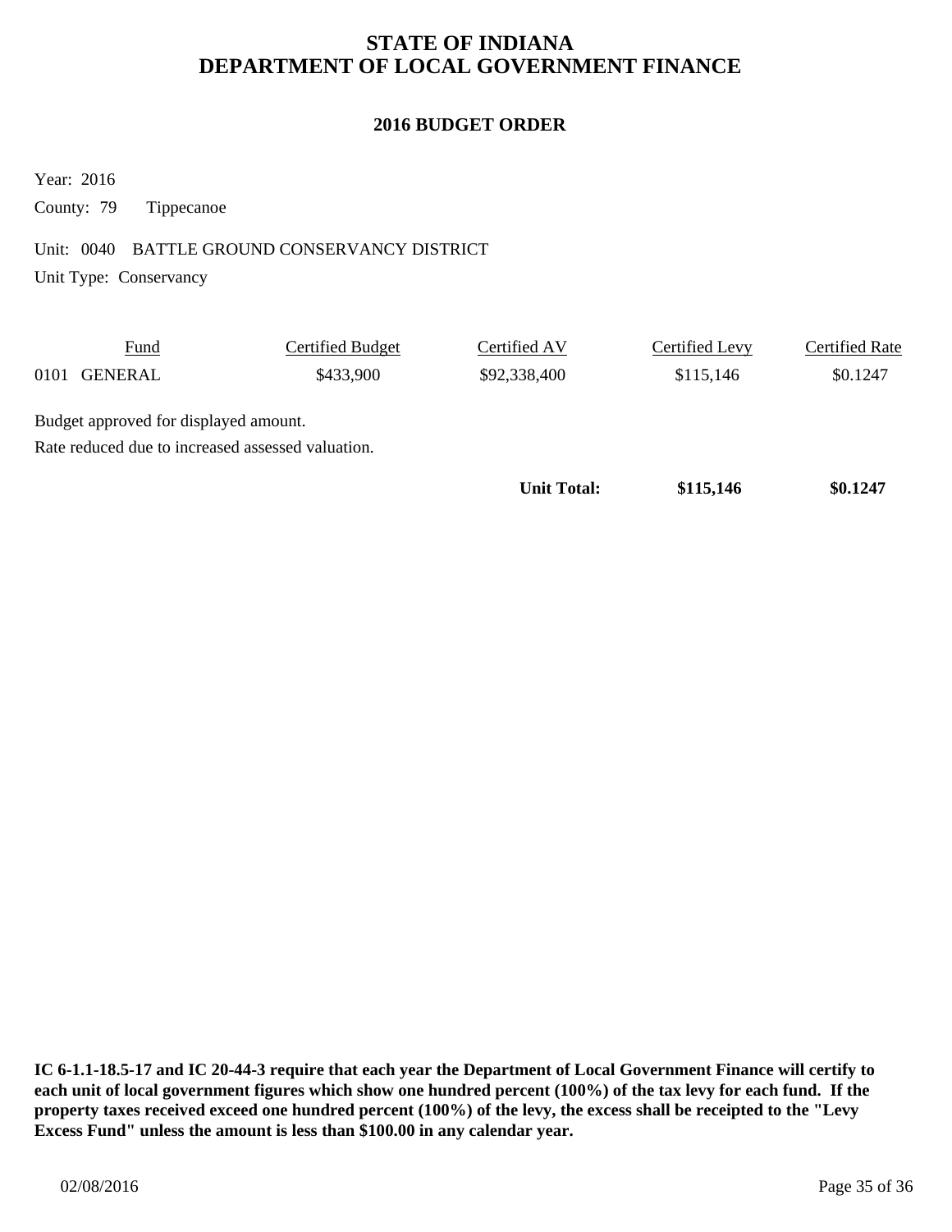# STATE OF INDIANA
# DEPARTMENT OF LOCAL GOVERNMENT FINANCE

## 2016 BUDGET ORDER

Year: 2016

County: 79 Tippecanoe

Unit: 0040 BATTLE GROUND CONSERVANCY DISTRICT

Unit Type: Conservancy

| Fund | Certified Budget | Certified AV | Certified Levy | Certified Rate |
|---|---|---|---|---|
| 0101 GENERAL | $433,900 | $92,338,400 | $115,146 | $0.1247 |

Budget approved for displayed amount.

Rate reduced due to increased assessed valuation.

| | | **Unit Total:** | **$115,146** | **$0.1247** |
|---|---|---|---|---|

**IC 6-1.1-18.5-17 and IC 20-44-3 require that each year the Department of Local Government Finance will certify to each unit of local government figures which show one hundred percent (100%) of the tax levy for each fund. If the property taxes received exceed one hundred percent (100%) of the levy, the excess shall be receipted to the "Levy Excess Fund" unless the amount is less than $100.00 in any calendar year.**

02/08/2016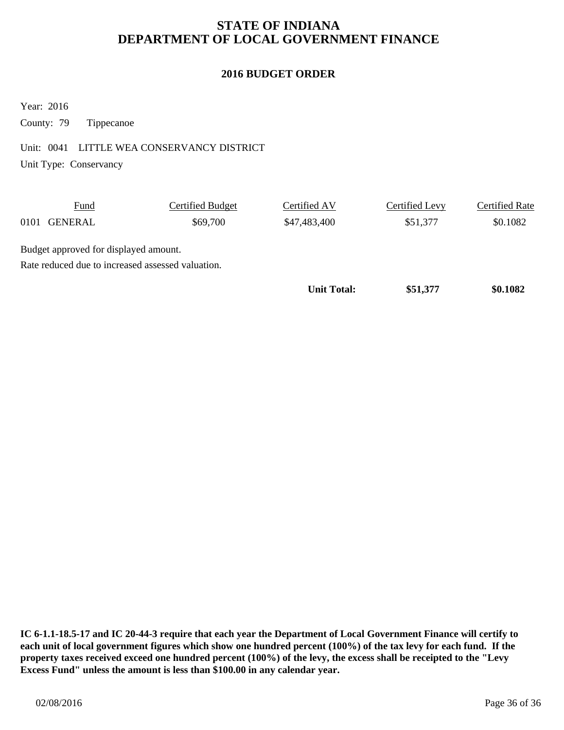# STATE OF INDIANA
# DEPARTMENT OF LOCAL GOVERNMENT FINANCE

## 2016 BUDGET ORDER

Year: 2016

County: 79 Tippecanoe

Unit: 0041 LITTLE WEA CONSERVANCY DISTRICT

Unit Type: Conservancy

| Fund | Certified Budget | Certified AV | Certified Levy | Certified Rate |
|---|---|---|---|---|
| 0101 GENERAL | $69,700 | $47,483,400 | $51,377 | $0.1082 |

Budget approved for displayed amount.

Rate reduced due to increased assessed valuation.

| | | | | |
|---|---|---|---|---|
| | | **Unit Total:** | **$51,377** | **$0.1082** |

**IC 6-1.1-18.5-17 and IC 20-44-3 require that each year the Department of Local Government Finance will certify to each unit of local government figures which show one hundred percent (100%) of the tax levy for each fund. If the property taxes received exceed one hundred percent (100%) of the levy, the excess shall be receipted to the "Levy Excess Fund" unless the amount is less than $100.00 in any calendar year.**

02/08/2016